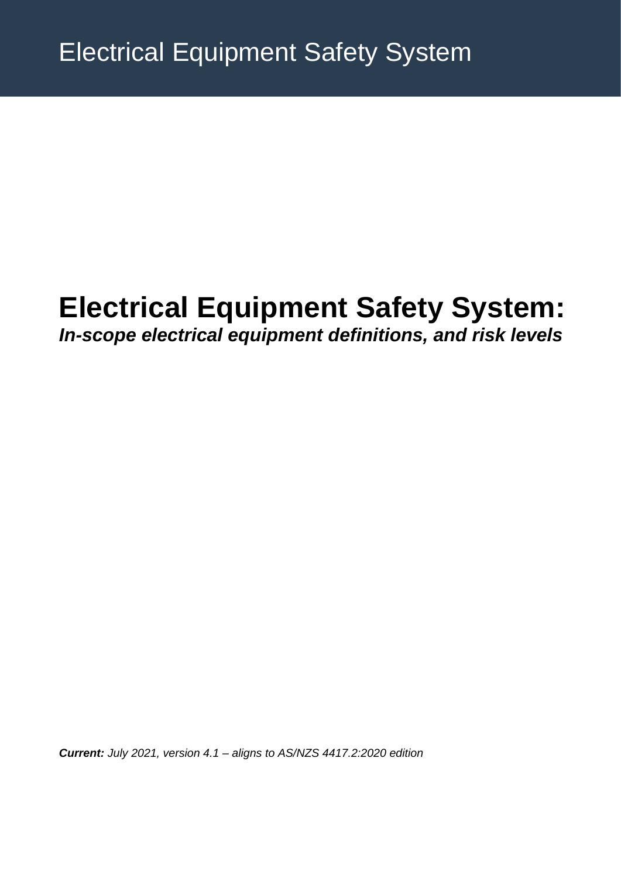Electrical Equipment Safety System

# Electrical Equipment Safety System:

***In-scope electrical equipment definitions, and risk levels***

***Current:*** *July 2021, version 4.1 – aligns to AS/NZS 4417.2:2020 edition*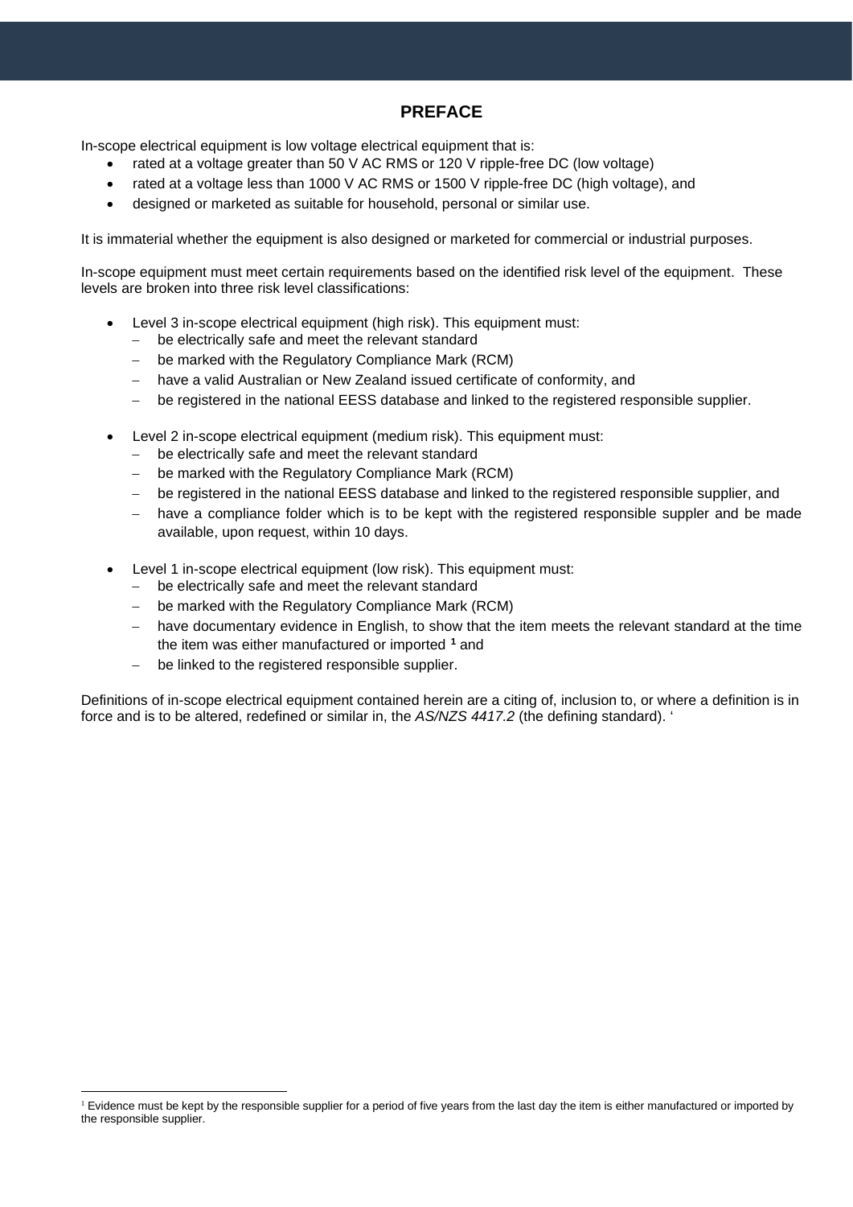# PREFACE

In-scope electrical equipment is low voltage electrical equipment that is:

- rated at a voltage greater than 50 V AC RMS or 120 V ripple-free DC (low voltage)
- rated at a voltage less than 1000 V AC RMS or 1500 V ripple-free DC (high voltage), and
- designed or marketed as suitable for household, personal or similar use.

It is immaterial whether the equipment is also designed or marketed for commercial or industrial purposes.

In-scope equipment must meet certain requirements based on the identified risk level of the equipment. These levels are broken into three risk level classifications:

- Level 3 in-scope electrical equipment (high risk). This equipment must:
  - be electrically safe and meet the relevant standard
  - be marked with the Regulatory Compliance Mark (RCM)
  - have a valid Australian or New Zealand issued certificate of conformity, and
  - be registered in the national EESS database and linked to the registered responsible supplier.
- Level 2 in-scope electrical equipment (medium risk). This equipment must:
  - be electrically safe and meet the relevant standard
  - be marked with the Regulatory Compliance Mark (RCM)
  - be registered in the national EESS database and linked to the registered responsible supplier, and
  - have a compliance folder which is to be kept with the registered responsible suppler and be made available, upon request, within 10 days.
- Level 1 in-scope electrical equipment (low risk). This equipment must:
  - be electrically safe and meet the relevant standard
  - be marked with the Regulatory Compliance Mark (RCM)
  - have documentary evidence in English, to show that the item meets the relevant standard at the time the item was either manufactured or imported [1] and
  - be linked to the registered responsible supplier.

Definitions of in-scope electrical equipment contained herein are a citing of, inclusion to, or where a definition is in force and is to be altered, redefined or similar in, the *AS/NZS 4417.2* (the defining standard). '

[1] Evidence must be kept by the responsible supplier for a period of five years from the last day the item is either manufactured or imported by the responsible supplier.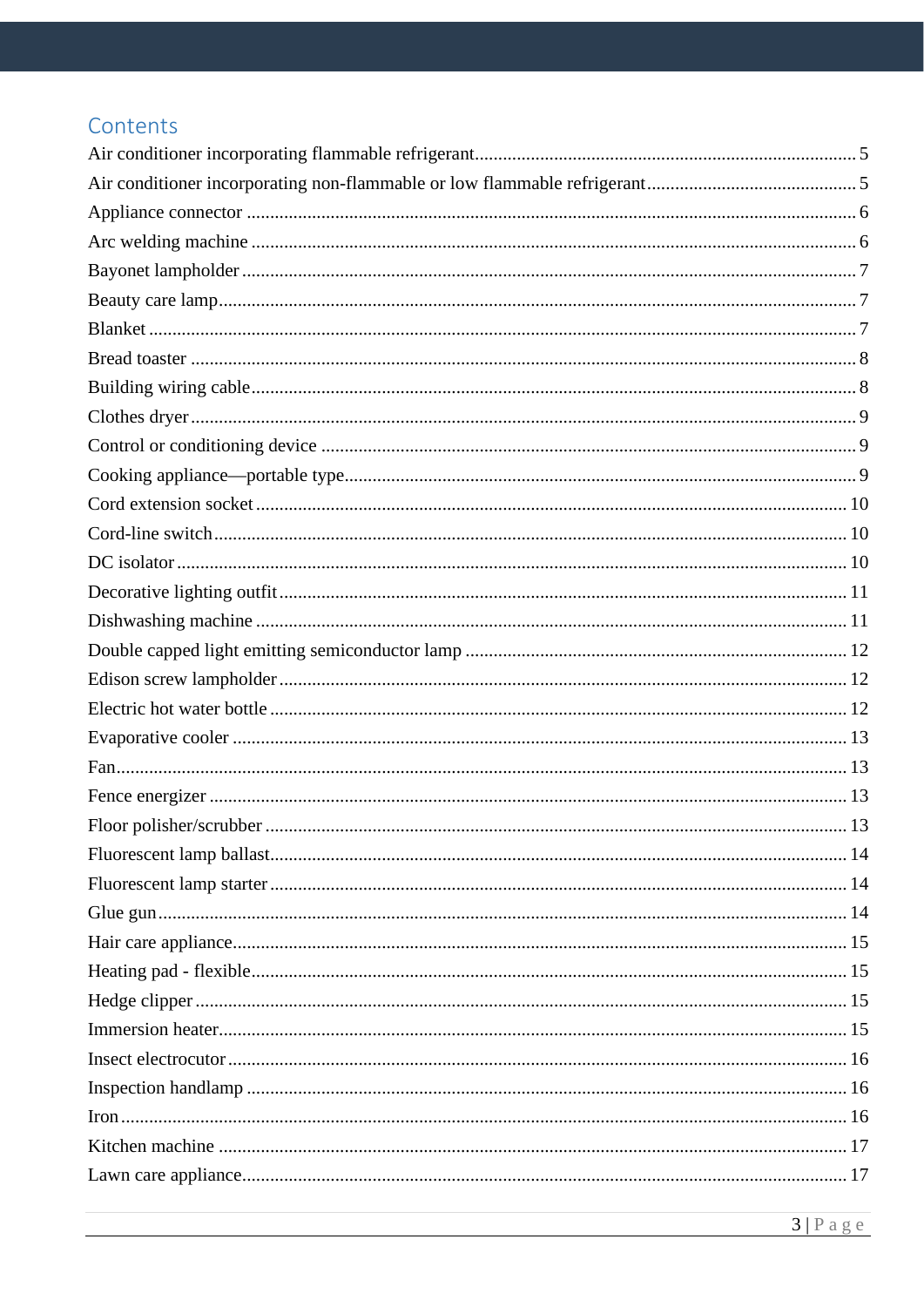## Contents

Air conditioner incorporating flammable refrigerant.......... 5

Air conditioner incorporating non-flammable or low flammable refrigerant.......... 5

Appliance connector.......... 6

Arc welding machine.......... 6

Bayonet lampholder.......... 7

Beauty care lamp.......... 7

Blanket.......... 7

Bread toaster.......... 8

Building wiring cable.......... 8

Clothes dryer.......... 9

Control or conditioning device.......... 9

Cooking appliance—portable type.......... 9

Cord extension socket.......... 10

Cord-line switch.......... 10

DC isolator.......... 10

Decorative lighting outfit.......... 11

Dishwashing machine.......... 11

Double capped light emitting semiconductor lamp.......... 12

Edison screw lampholder.......... 12

Electric hot water bottle.......... 12

Evaporative cooler.......... 13

Fan.......... 13

Fence energizer.......... 13

Floor polisher/scrubber.......... 13

Fluorescent lamp ballast.......... 14

Fluorescent lamp starter.......... 14

Glue gun.......... 14

Hair care appliance.......... 15

Heating pad - flexible.......... 15

Hedge clipper.......... 15

Immersion heater.......... 15

Insect electrocutor.......... 16

Inspection handlamp.......... 16

Iron.......... 16

Kitchen machine.......... 17

Lawn care appliance.......... 17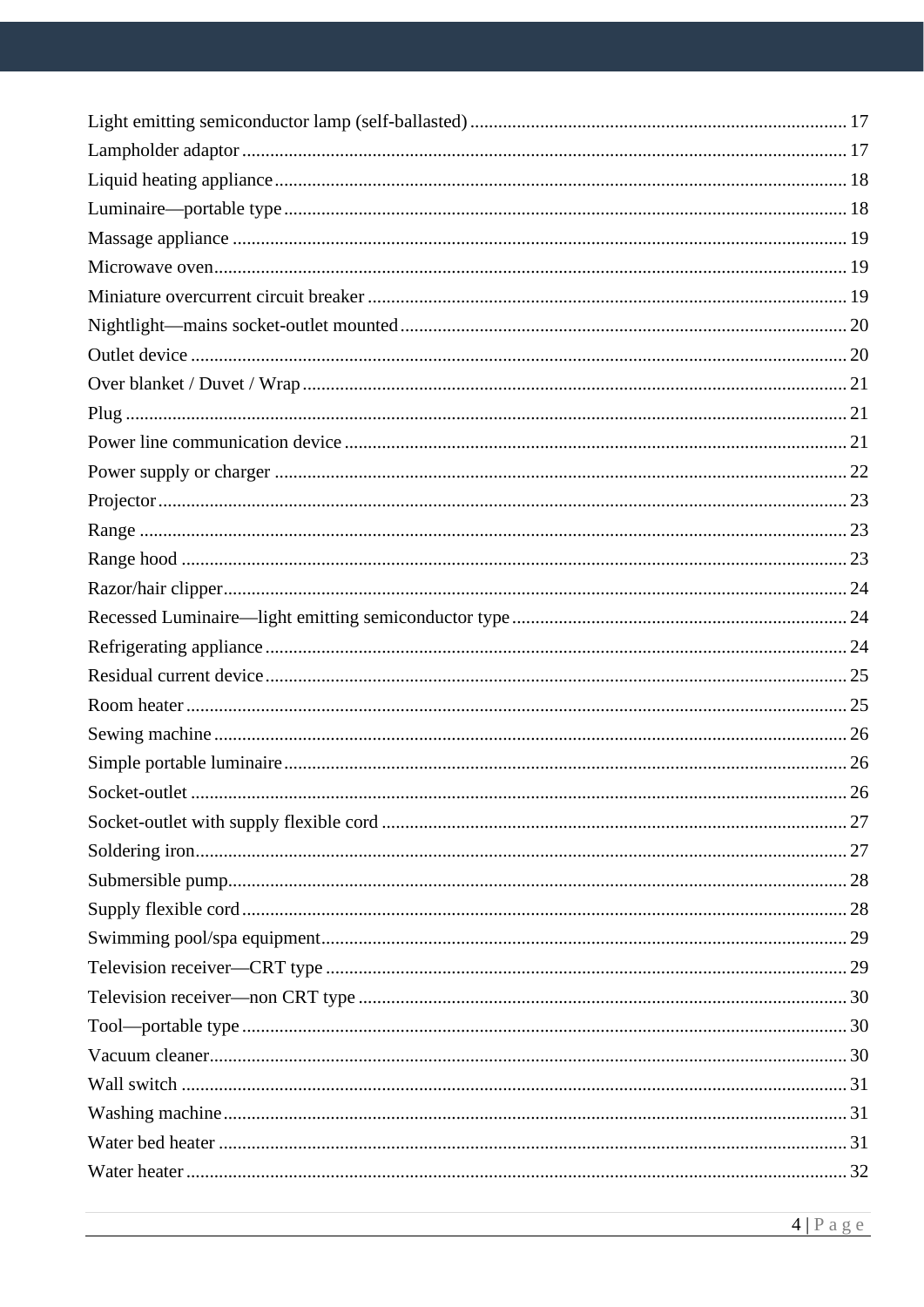Light emitting semiconductor lamp (self-ballasted) .......... 17
Lampholder adaptor .......... 17
Liquid heating appliance .......... 18
Luminaire—portable type .......... 18
Massage appliance .......... 19
Microwave oven .......... 19
Miniature overcurrent circuit breaker .......... 19
Nightlight—mains socket-outlet mounted .......... 20
Outlet device .......... 20
Over blanket / Duvet / Wrap .......... 21
Plug .......... 21
Power line communication device .......... 21
Power supply or charger .......... 22
Projector .......... 23
Range .......... 23
Range hood .......... 23
Razor/hair clipper .......... 24
Recessed Luminaire—light emitting semiconductor type .......... 24
Refrigerating appliance .......... 24
Residual current device .......... 25
Room heater .......... 25
Sewing machine .......... 26
Simple portable luminaire .......... 26
Socket-outlet .......... 26
Socket-outlet with supply flexible cord .......... 27
Soldering iron .......... 27
Submersible pump .......... 28
Supply flexible cord .......... 28
Swimming pool/spa equipment .......... 29
Television receiver—CRT type .......... 29
Television receiver—non CRT type .......... 30
Tool—portable type .......... 30
Vacuum cleaner .......... 30
Wall switch .......... 31
Washing machine .......... 31
Water bed heater .......... 31
Water heater .......... 32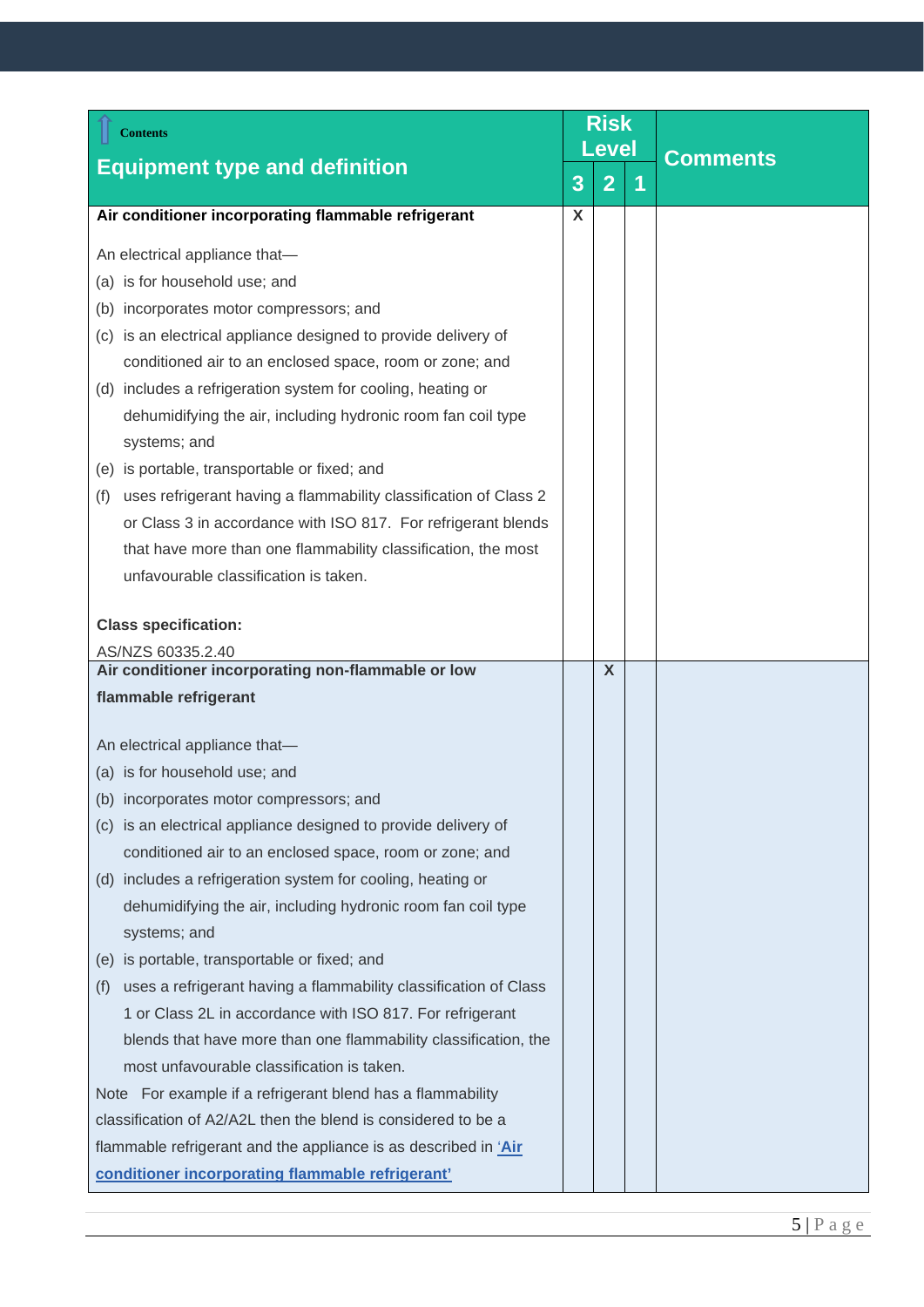| Equipment type and definition | Risk Level | | | Comments |
|---|---|---|---|---|
| | 3 | 2 | 1 | |
| **Air conditioner incorporating flammable refrigerant**<br><br>An electrical appliance that—<br>(a) is for household use; and<br>(b) incorporates motor compressors; and<br>(c) is an electrical appliance designed to provide delivery of conditioned air to an enclosed space, room or zone; and<br>(d) includes a refrigeration system for cooling, heating or dehumidifying the air, including hydronic room fan coil type systems; and<br>(e) is portable, transportable or fixed; and<br>(f) uses refrigerant having a flammability classification of Class 2 or Class 3 in accordance with ISO 817. For refrigerant blends that have more than one flammability classification, the most unfavourable classification is taken.<br><br>**Class specification:**<br>AS/NZS 60335.2.40 | X | | | |
| **Air conditioner incorporating non-flammable or low flammable refrigerant**<br><br>An electrical appliance that—<br>(a) is for household use; and<br>(b) incorporates motor compressors; and<br>(c) is an electrical appliance designed to provide delivery of conditioned air to an enclosed space, room or zone; and<br>(d) includes a refrigeration system for cooling, heating or dehumidifying the air, including hydronic room fan coil type systems; and<br>(e) is portable, transportable or fixed; and<br>(f) uses a refrigerant having a flammability classification of Class 1 or Class 2L in accordance with ISO 817. For refrigerant blends that have more than one flammability classification, the most unfavourable classification is taken.<br>Note For example if a refrigerant blend has a flammability classification of A2/A2L then the blend is considered to be a flammable refrigerant and the appliance is as described in 'Air conditioner incorporating flammable refrigerant' | | X | | |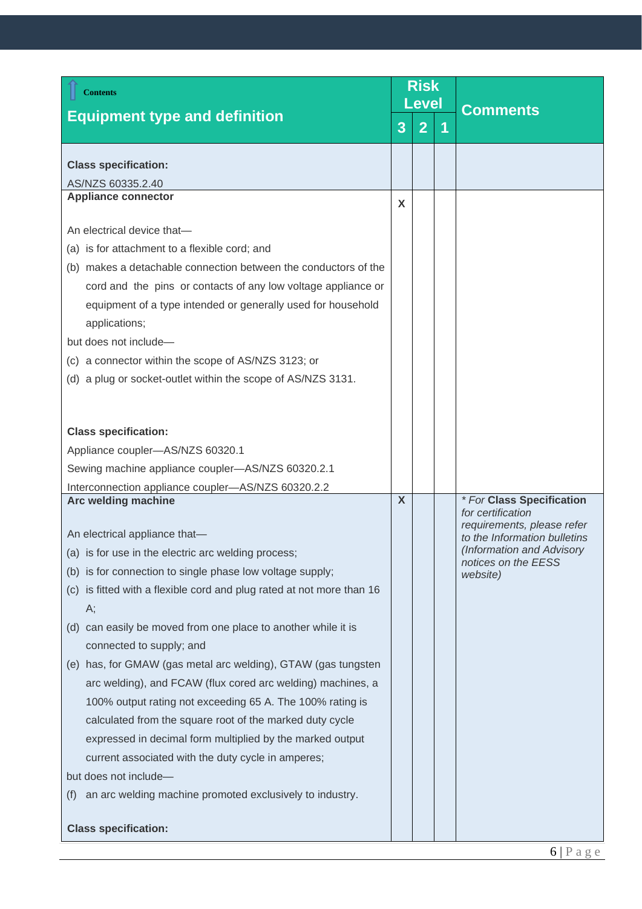| Contents<br>**Equipment type and definition** | Risk Level | | | **Comments** |
|---|---|---|---|---|
| | **3** | **2** | **1** | |
| **Class specification:**<br>AS/NZS 60335.2.40 | | | | |
| **Appliance connector**<br><br>An electrical device that—<br>(a) is for attachment to a flexible cord; and<br>(b) makes a detachable connection between the conductors of the cord and the pins or contacts of any low voltage appliance or equipment of a type intended or generally used for household applications;<br>but does not include—<br>(c) a connector within the scope of AS/NZS 3123; or<br>(d) a plug or socket-outlet within the scope of AS/NZS 3131.<br><br>**Class specification:**<br>Appliance coupler—AS/NZS 60320.1<br>Sewing machine appliance coupler—AS/NZS 60320.2.1<br>Interconnection appliance coupler—AS/NZS 60320.2.2 | X | | | |
| **Arc welding machine**<br><br>An electrical appliance that—<br>(a) is for use in the electric arc welding process;<br>(b) is for connection to single phase low voltage supply;<br>(c) is fitted with a flexible cord and plug rated at not more than 16 A;<br>(d) can easily be moved from one place to another while it is connected to supply; and<br>(e) has, for GMAW (gas metal arc welding), GTAW (gas tungsten arc welding), and FCAW (flux cored arc welding) machines, a 100% output rating not exceeding 65 A. The 100% rating is calculated from the square root of the marked duty cycle expressed in decimal form multiplied by the marked output current associated with the duty cycle in amperes;<br>but does not include—<br>(f) an arc welding machine promoted exclusively to industry.<br><br>**Class specification:** | X | | | *\* For **Class Specification** for certification requirements, please refer to the Information bulletins (Information and Advisory notices on the EESS website)* |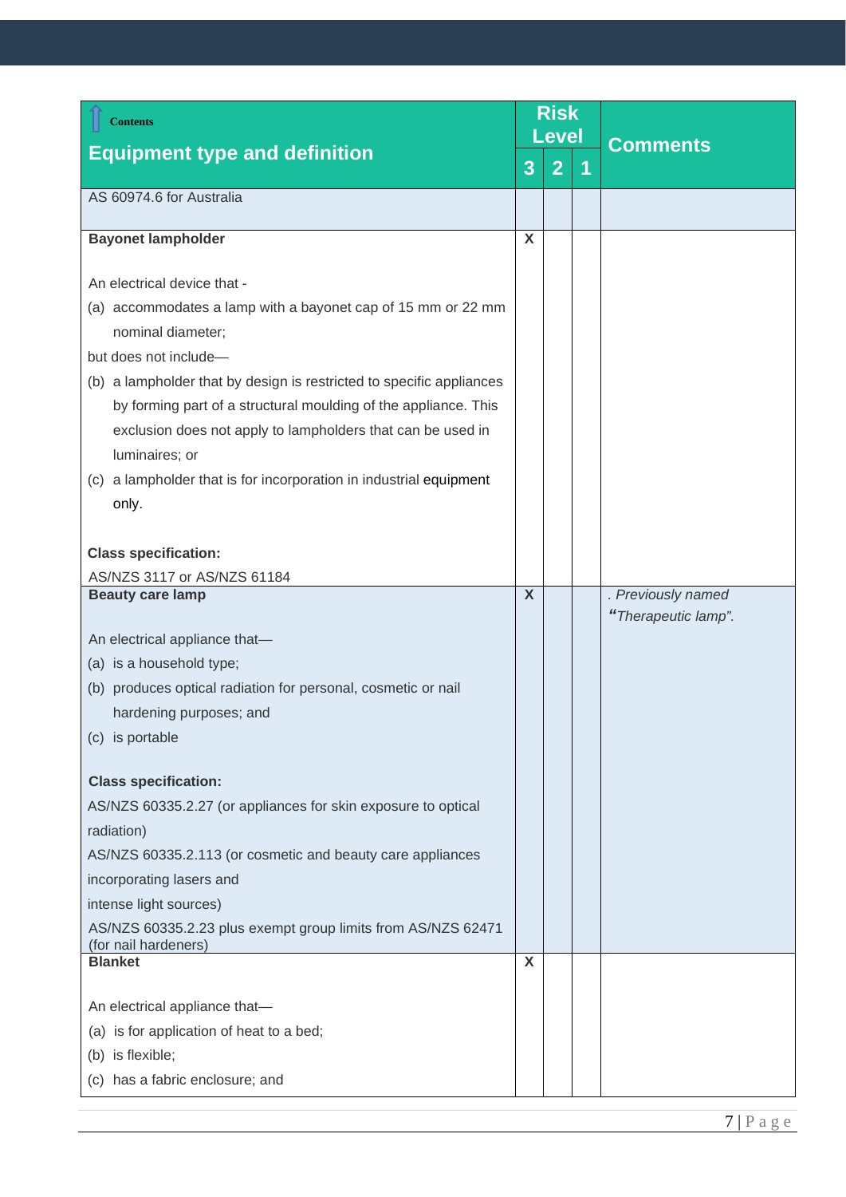| Equipment type and definition | Risk Level | | | Comments |
|---|---|---|---|---|
| | 3 | 2 | 1 | |
| AS 60974.6 for Australia | | | | |
| **Bayonet lampholder**<br><br>An electrical device that -<br>(a) accommodates a lamp with a bayonet cap of 15 mm or 22 mm nominal diameter;<br>but does not include—<br>(b) a lampholder that by design is restricted to specific appliances by forming part of a structural moulding of the appliance. This exclusion does not apply to lampholders that can be used in luminaires; or<br>(c) a lampholder that is for incorporation in industrial equipment only.<br><br>**Class specification:**<br>AS/NZS 3117 or AS/NZS 61184 | X | | | |
| **Beauty care lamp**<br><br>An electrical appliance that—<br>(a) is a household type;<br>(b) produces optical radiation for personal, cosmetic or nail hardening purposes; and<br>(c) is portable<br><br>**Class specification:**<br>AS/NZS 60335.2.27 (or appliances for skin exposure to optical radiation)<br>AS/NZS 60335.2.113 (or cosmetic and beauty care appliances incorporating lasers and intense light sources)<br>AS/NZS 60335.2.23 plus exempt group limits from AS/NZS 62471 (for nail hardeners) | X | | | *. Previously named "Therapeutic lamp".* |
| **Blanket**<br><br>An electrical appliance that—<br>(a) is for application of heat to a bed;<br>(b) is flexible;<br>(c) has a fabric enclosure; and | X | | | |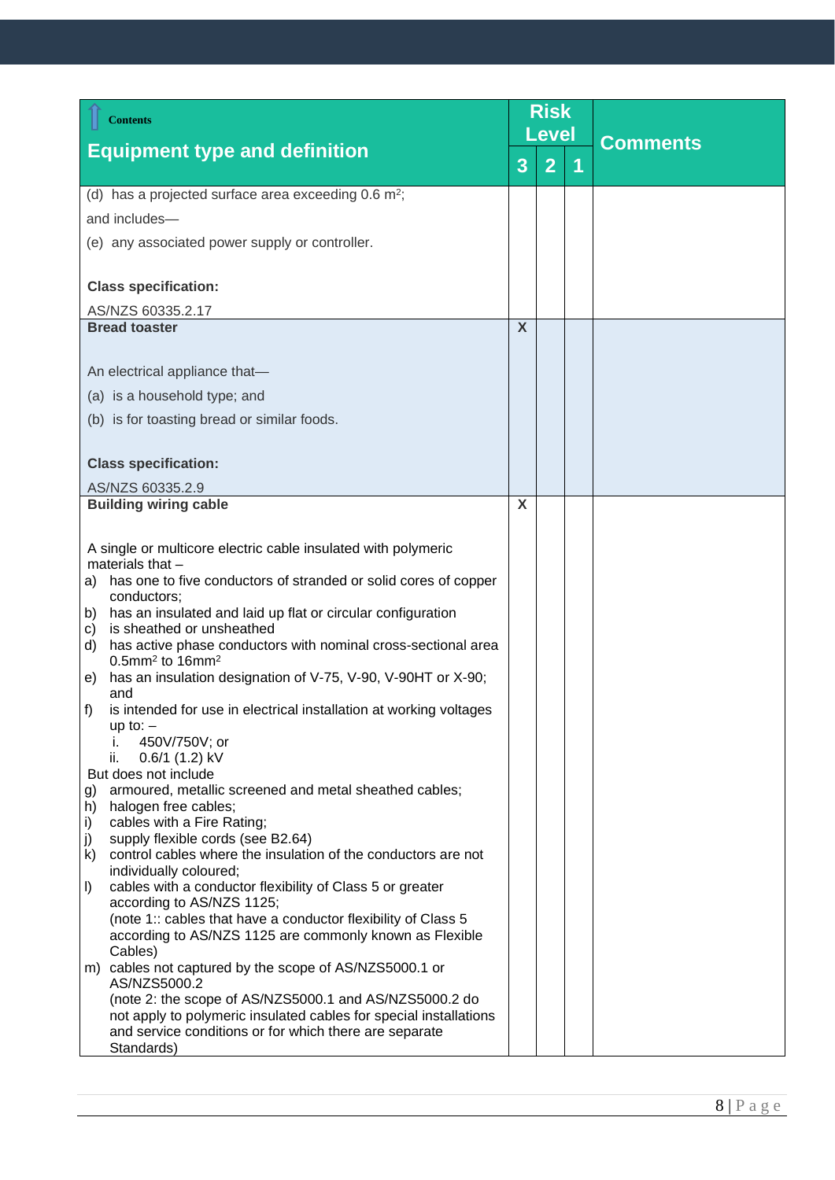| Contents<br>**Equipment type and definition** | Risk Level | | | Comments |
|---|---|---|---|---|
| | **3** | **2** | **1** | |
| (d) has a projected surface area exceeding 0.6 $m^2$;<br>and includes—<br>(e) any associated power supply or controller.<br><br>**Class specification:**<br>AS/NZS 60335.2.17 | | | | |
| **Bread toaster**<br><br>An electrical appliance that—<br>(a) is a household type; and<br>(b) is for toasting bread or similar foods.<br><br>**Class specification:**<br>AS/NZS 60335.2.9 | X | | | |
| **Building wiring cable**<br><br>A single or multicore electric cable insulated with polymeric materials that –<br>a) has one to five conductors of stranded or solid cores of copper conductors;<br>b) has an insulated and laid up flat or circular configuration<br>c) is sheathed or unsheathed<br>d) has active phase conductors with nominal cross-sectional area 0.5mm² to 16mm²<br>e) has an insulation designation of V-75, V-90, V-90HT or X-90; and<br>f) is intended for use in electrical installation at working voltages up to: –<br>i. 450V/750V; or<br>ii. 0.6/1 (1.2) kV<br>But does not include<br>g) armoured, metallic screened and metal sheathed cables;<br>h) halogen free cables;<br>i) cables with a Fire Rating;<br>j) supply flexible cords (see B2.64)<br>k) control cables where the insulation of the conductors are not individually coloured;<br>l) cables with a conductor flexibility of Class 5 or greater according to AS/NZS 1125;<br>(note 1:: cables that have a conductor flexibility of Class 5 according to AS/NZS 1125 are commonly known as Flexible Cables)<br>m) cables not captured by the scope of AS/NZS5000.1 or AS/NZS5000.2<br>(note 2: the scope of AS/NZS5000.1 and AS/NZS5000.2 do not apply to polymeric insulated cables for special installations and service conditions or for which there are separate Standards) | X | | | |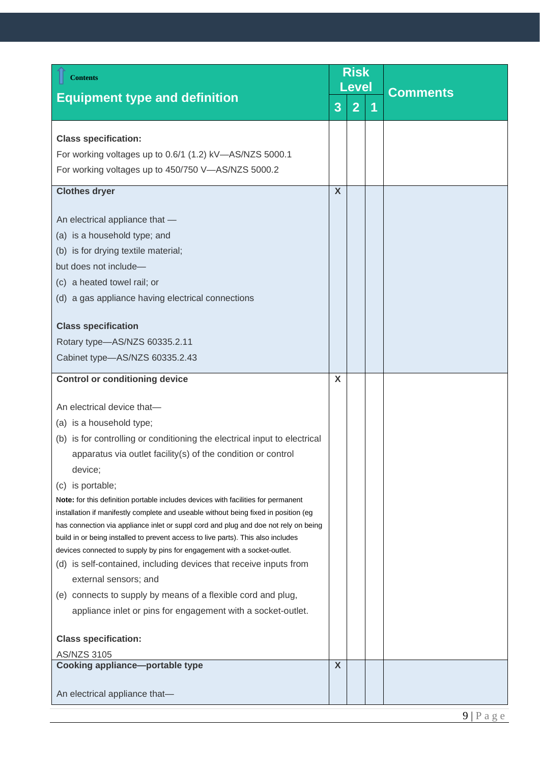| Contents<br>**Equipment type and definition** | Risk Level | | | Comments |
|---|---|---|---|---|
| | 3 | 2 | 1 | |
| **Class specification:**<br>For working voltages up to 0.6/1 (1.2) kV—AS/NZS 5000.1<br>For working voltages up to 450/750 V—AS/NZS 5000.2 | | | | |
| **Clothes dryer**<br><br>An electrical appliance that —<br>(a) is a household type; and<br>(b) is for drying textile material;<br>but does not include—<br>(c) a heated towel rail; or<br>(d) a gas appliance having electrical connections<br><br>**Class specification**<br>Rotary type—AS/NZS 60335.2.11<br>Cabinet type—AS/NZS 60335.2.43 | X | | | |
| **Control or conditioning device**<br><br>An electrical device that—<br>(a) is a household type;<br>(b) is for controlling or conditioning the electrical input to electrical apparatus via outlet facility(s) of the condition or control device;<br>(c) is portable;<br>**Note:** for this definition portable includes devices with facilities for permanent installation if manifestly complete and useable without being fixed in position (eg has connection via appliance inlet or suppl cord and plug and doe not rely on being build in or being installed to prevent access to live parts). This also includes devices connected to supply by pins for engagement with a socket-outlet.<br>(d) is self-contained, including devices that receive inputs from external sensors; and<br>(e) connects to supply by means of a flexible cord and plug, appliance inlet or pins for engagement with a socket-outlet.<br><br>**Class specification:**<br>AS/NZS 3105 | X | | | |
| **Cooking appliance—portable type**<br><br>An electrical appliance that— | X | | | |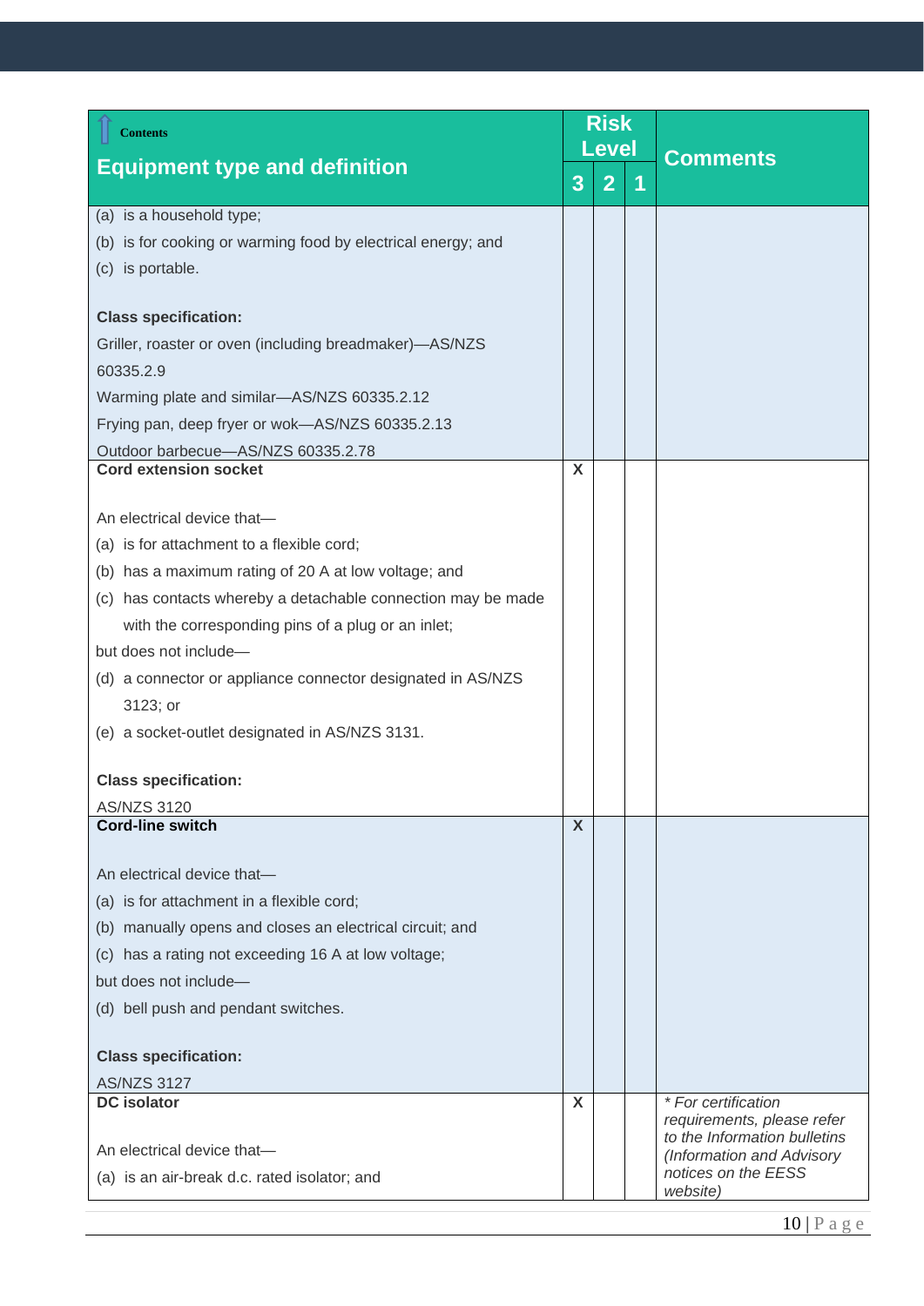| Contents<br>**Equipment type and definition** | Risk Level | | | Comments |
|---|---|---|---|---|
| | 3 | 2 | 1 | |
| (a) is a household type;<br>(b) is for cooking or warming food by electrical energy; and<br>(c) is portable.<br><br>**Class specification:**<br>Griller, roaster or oven (including breadmaker)—AS/NZS 60335.2.9<br>Warming plate and similar—AS/NZS 60335.2.12<br>Frying pan, deep fryer or wok—AS/NZS 60335.2.13<br>Outdoor barbecue—AS/NZS 60335.2.78 | | | | |
| **Cord extension socket**<br><br>An electrical device that—<br>(a) is for attachment to a flexible cord;<br>(b) has a maximum rating of 20 A at low voltage; and<br>(c) has contacts whereby a detachable connection may be made with the corresponding pins of a plug or an inlet;<br>but does not include—<br>(d) a connector or appliance connector designated in AS/NZS 3123; or<br>(e) a socket-outlet designated in AS/NZS 3131.<br><br>**Class specification:**<br>AS/NZS 3120 | X | | | |
| **Cord-line switch**<br><br>An electrical device that—<br>(a) is for attachment in a flexible cord;<br>(b) manually opens and closes an electrical circuit; and<br>(c) has a rating not exceeding 16 A at low voltage;<br>but does not include—<br>(d) bell push and pendant switches.<br><br>**Class specification:**<br>AS/NZS 3127 | X | | | |
| **DC isolator**<br><br>An electrical device that—<br>(a) is an air-break d.c. rated isolator; and | X | | | *\* For certification requirements, please refer to the Information bulletins (Information and Advisory notices on the EESS website)* |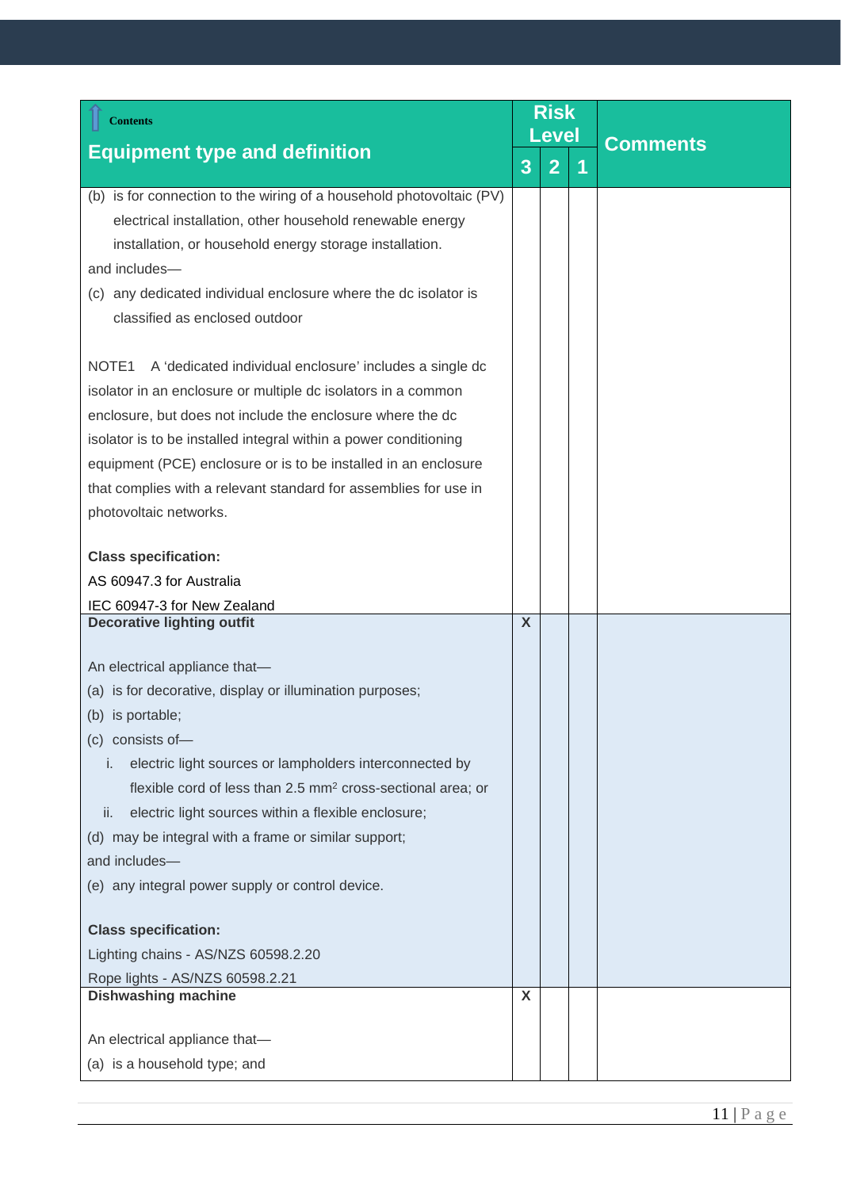| Contents<br>**Equipment type and definition** | Risk Level | | | Comments |
|---|---|---|---|---|
| | **3** | **2** | **1** | |
| (b) is for connection to the wiring of a household photovoltaic (PV) electrical installation, other household renewable energy installation, or household energy storage installation.<br>and includes—<br>(c) any dedicated individual enclosure where the dc isolator is classified as enclosed outdoor<br><br>NOTE1 A 'dedicated individual enclosure' includes a single dc isolator in an enclosure or multiple dc isolators in a common enclosure, but does not include the enclosure where the dc isolator is to be installed integral within a power conditioning equipment (PCE) enclosure or is to be installed in an enclosure that complies with a relevant standard for assemblies for use in photovoltaic networks.<br><br>**Class specification:**<br>AS 60947.3 for Australia<br>IEC 60947-3 for New Zealand | | | | |
| **Decorative lighting outfit**<br><br>An electrical appliance that—<br>(a) is for decorative, display or illumination purposes;<br>(b) is portable;<br>(c) consists of—<br>i. electric light sources or lampholders interconnected by flexible cord of less than 2.5 mm² cross-sectional area; or<br>ii. electric light sources within a flexible enclosure;<br>(d) may be integral with a frame or similar support;<br>and includes—<br>(e) any integral power supply or control device.<br><br>**Class specification:**<br>Lighting chains - AS/NZS 60598.2.20<br>Rope lights - AS/NZS 60598.2.21 | X | | | |
| **Dishwashing machine**<br><br>An electrical appliance that—<br>(a) is a household type; and | X | | | |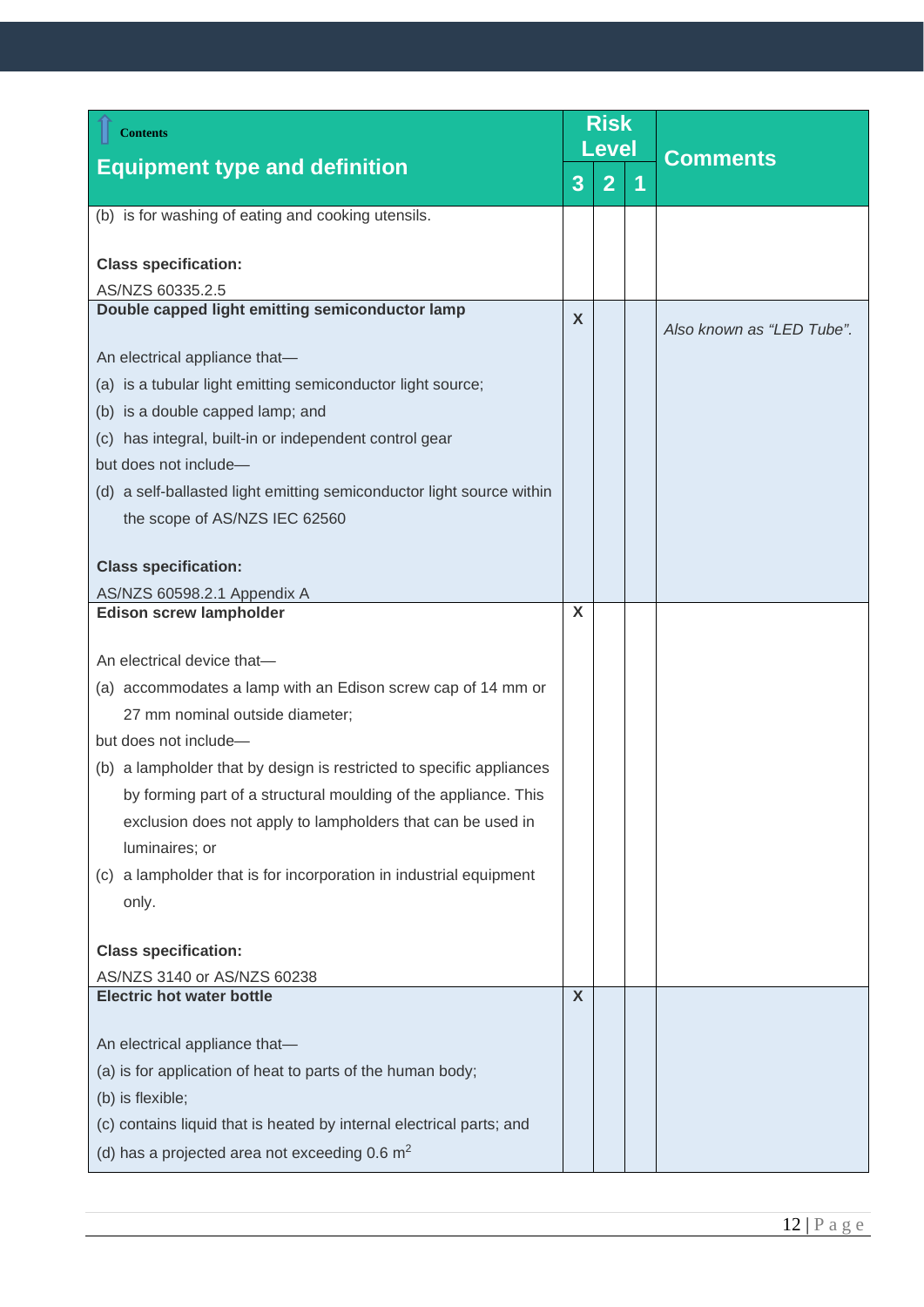| Contents<br>**Equipment type and definition** | Risk Level | | | Comments |
|---|---|---|---|---|
| | **3** | **2** | **1** | |
| (b) is for washing of eating and cooking utensils.<br><br>**Class specification:**<br>AS/NZS 60335.2.5 | | | | |
| **Double capped light emitting semiconductor lamp**<br><br>An electrical appliance that—<br>(a) is a tubular light emitting semiconductor light source;<br>(b) is a double capped lamp; and<br>(c) has integral, built-in or independent control gear<br>but does not include—<br>(d) a self-ballasted light emitting semiconductor light source within the scope of AS/NZS IEC 62560<br><br>**Class specification:**<br>AS/NZS 60598.2.1 Appendix A | X | | | *Also known as “LED Tube”.* |
| **Edison screw lampholder**<br><br>An electrical device that—<br>(a) accommodates a lamp with an Edison screw cap of 14 mm or 27 mm nominal outside diameter;<br>but does not include—<br>(b) a lampholder that by design is restricted to specific appliances by forming part of a structural moulding of the appliance. This exclusion does not apply to lampholders that can be used in luminaires; or<br>(c) a lampholder that is for incorporation in industrial equipment only.<br><br>**Class specification:**<br>AS/NZS 3140 or AS/NZS 60238 | X | | | |
| **Electric hot water bottle**<br><br>An electrical appliance that—<br>(a) is for application of heat to parts of the human body;<br>(b) is flexible;<br>(c) contains liquid that is heated by internal electrical parts; and<br>(d) has a projected area not exceeding 0.6 $m^2$ | X | | | |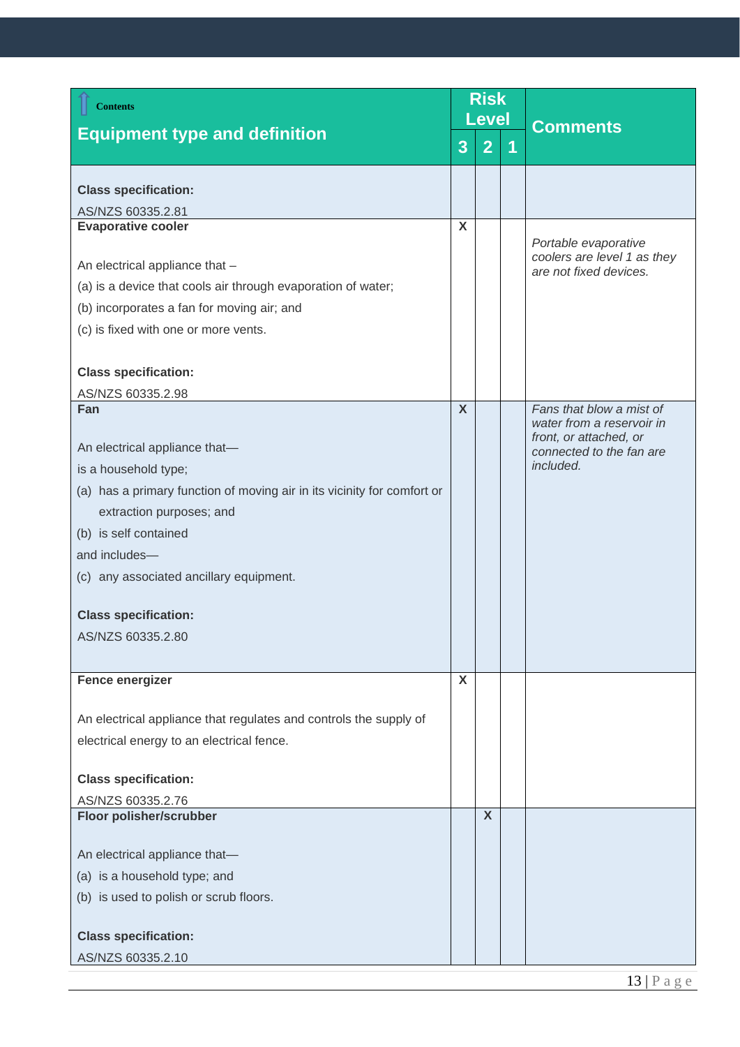| Contents<br>**Equipment type and definition** | Risk Level | | | **Comments** |
|---|---|---|---|---|
| | **3** | **2** | **1** | |
| **Class specification:**<br>AS/NZS 60335.2.81 | | | | |
| **Evaporative cooler**<br><br>An electrical appliance that –<br>(a) is a device that cools air through evaporation of water;<br>(b) incorporates a fan for moving air; and<br>(c) is fixed with one or more vents.<br><br>**Class specification:**<br>AS/NZS 60335.2.98 | X | | | *Portable evaporative coolers are level 1 as they are not fixed devices.* |
| **Fan**<br><br>An electrical appliance that—<br>is a household type;<br>(a) has a primary function of moving air in its vicinity for comfort or extraction purposes; and<br>(b) is self contained<br>and includes—<br>(c) any associated ancillary equipment.<br><br>**Class specification:**<br>AS/NZS 60335.2.80 | X | | | *Fans that blow a mist of water from a reservoir in front, or attached, or connected to the fan are included.* |
| **Fence energizer**<br><br>An electrical appliance that regulates and controls the supply of electrical energy to an electrical fence.<br><br>**Class specification:**<br>AS/NZS 60335.2.76 | X | | | |
| **Floor polisher/scrubber**<br><br>An electrical appliance that—<br>(a) is a household type; and<br>(b) is used to polish or scrub floors.<br><br>**Class specification:**<br>AS/NZS 60335.2.10 | | X | | |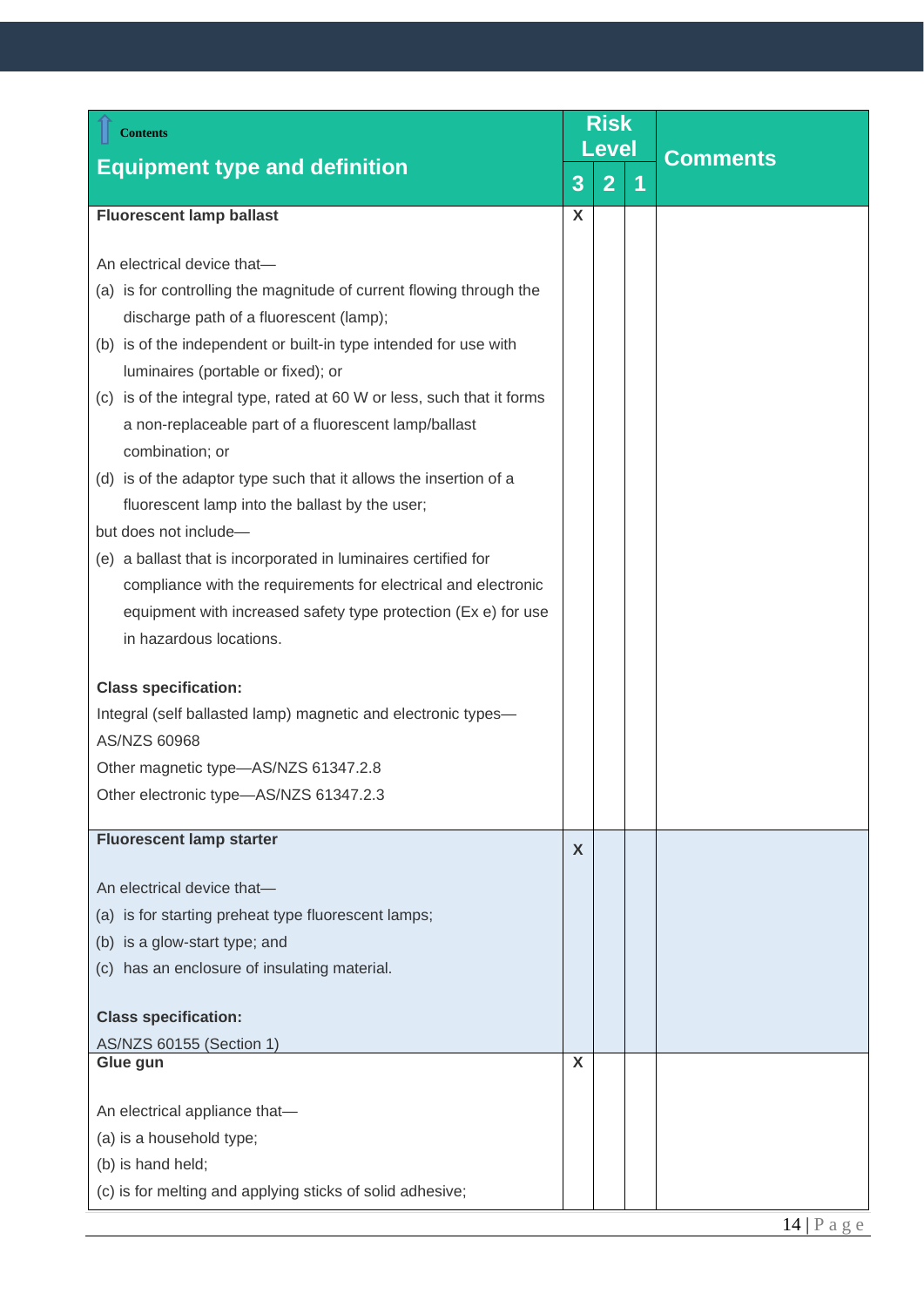| Contents<br>**Equipment type and definition** | Risk Level | | | Comments |
|---|---|---|---|---|
| | 3 | 2 | 1 | |
| **Fluorescent lamp ballast**<br><br>An electrical device that—<br>(a) is for controlling the magnitude of current flowing through the discharge path of a fluorescent (lamp);<br>(b) is of the independent or built-in type intended for use with luminaires (portable or fixed); or<br>(c) is of the integral type, rated at 60 W or less, such that it forms a non-replaceable part of a fluorescent lamp/ballast combination; or<br>(d) is of the adaptor type such that it allows the insertion of a fluorescent lamp into the ballast by the user;<br>but does not include—<br>(e) a ballast that is incorporated in luminaires certified for compliance with the requirements for electrical and electronic equipment with increased safety type protection (Ex e) for use in hazardous locations.<br><br>**Class specification:**<br>Integral (self ballasted lamp) magnetic and electronic types—AS/NZS 60968<br>Other magnetic type—AS/NZS 61347.2.8<br>Other electronic type—AS/NZS 61347.2.3 | X | | | |
| **Fluorescent lamp starter**<br><br>An electrical device that—<br>(a) is for starting preheat type fluorescent lamps;<br>(b) is a glow-start type; and<br>(c) has an enclosure of insulating material.<br><br>**Class specification:**<br>AS/NZS 60155 (Section 1) | X | | | |
| **Glue gun**<br><br>An electrical appliance that—<br>(a) is a household type;<br>(b) is hand held;<br>(c) is for melting and applying sticks of solid adhesive; | X | | | |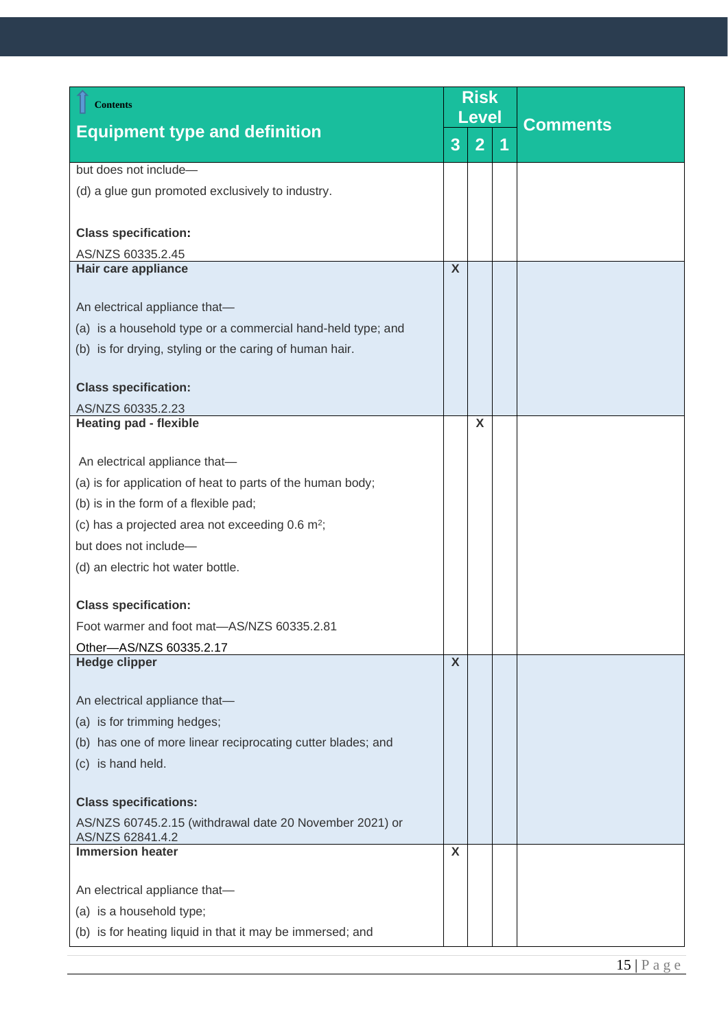| Contents<br>**Equipment type and definition** | Risk Level | | | Comments |
|---|---|---|---|---|
| | 3 | 2 | 1 | |
| but does not include—<br>(d) a glue gun promoted exclusively to industry.<br><br>**Class specification:**<br>AS/NZS 60335.2.45 | | | | |
| **Hair care appliance**<br><br>An electrical appliance that—<br>(a) is a household type or a commercial hand-held type; and<br>(b) is for drying, styling or the caring of human hair.<br><br>**Class specification:**<br>AS/NZS 60335.2.23 | X | | | |
| **Heating pad - flexible**<br><br>An electrical appliance that—<br>(a) is for application of heat to parts of the human body;<br>(b) is in the form of a flexible pad;<br>(c) has a projected area not exceeding 0.6 $m^2$;<br>but does not include—<br>(d) an electric hot water bottle.<br><br>**Class specification:**<br>Foot warmer and foot mat—AS/NZS 60335.2.81<br>Other—AS/NZS 60335.2.17 | | X | | |
| **Hedge clipper**<br><br>An electrical appliance that—<br>(a) is for trimming hedges;<br>(b) has one of more linear reciprocating cutter blades; and<br>(c) is hand held.<br><br>**Class specifications:**<br>AS/NZS 60745.2.15 (withdrawal date 20 November 2021) or AS/NZS 62841.4.2 | X | | | |
| **Immersion heater**<br><br>An electrical appliance that—<br>(a) is a household type;<br>(b) is for heating liquid in that it may be immersed; and | X | | | |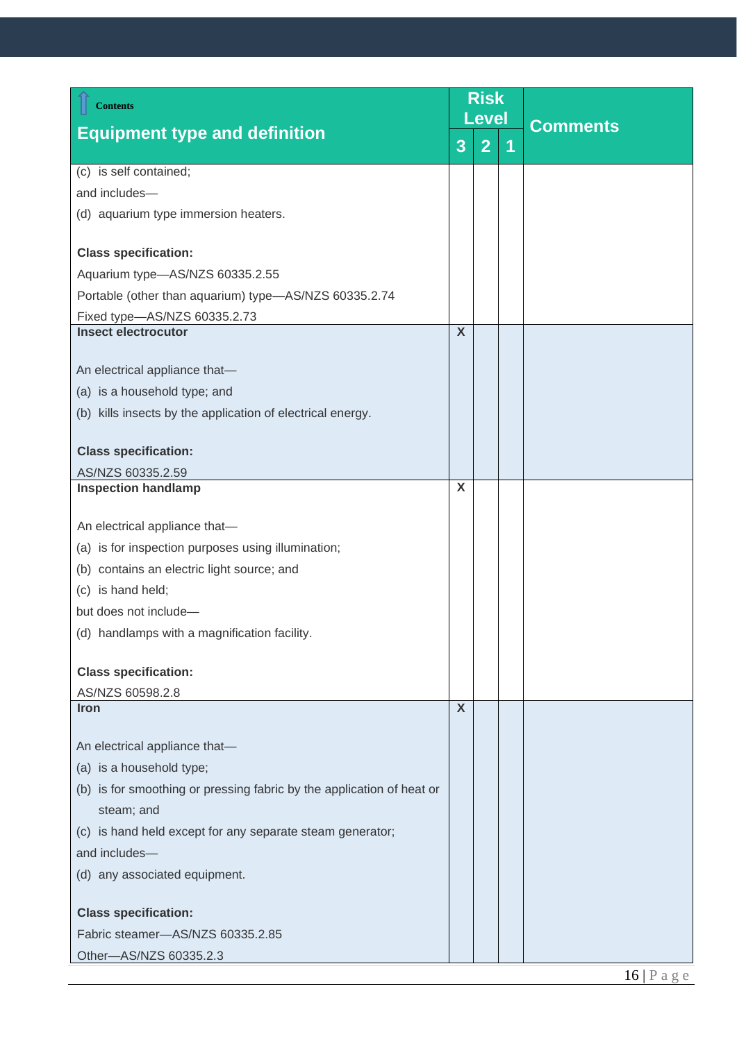| Contents<br>**Equipment type and definition** | Risk Level 3 | 2 | 1 | Comments |
|---|---|---|---|---|
| (c) is self contained;<br>and includes—<br>(d) aquarium type immersion heaters.<br><br>**Class specification:**<br>Aquarium type—AS/NZS 60335.2.55<br>Portable (other than aquarium) type—AS/NZS 60335.2.74<br>Fixed type—AS/NZS 60335.2.73 | | | | |
| **Insect electrocutor**<br><br>An electrical appliance that—<br>(a) is a household type; and<br>(b) kills insects by the application of electrical energy.<br><br>**Class specification:**<br>AS/NZS 60335.2.59 | X | | | |
| **Inspection handlamp**<br><br>An electrical appliance that—<br>(a) is for inspection purposes using illumination;<br>(b) contains an electric light source; and<br>(c) is hand held;<br>but does not include—<br>(d) handlamps with a magnification facility.<br><br>**Class specification:**<br>AS/NZS 60598.2.8 | X | | | |
| **Iron**<br><br>An electrical appliance that—<br>(a) is a household type;<br>(b) is for smoothing or pressing fabric by the application of heat or steam; and<br>(c) is hand held except for any separate steam generator;<br>and includes—<br>(d) any associated equipment.<br><br>**Class specification:**<br>Fabric steamer—AS/NZS 60335.2.85<br>Other—AS/NZS 60335.2.3 | X | | | |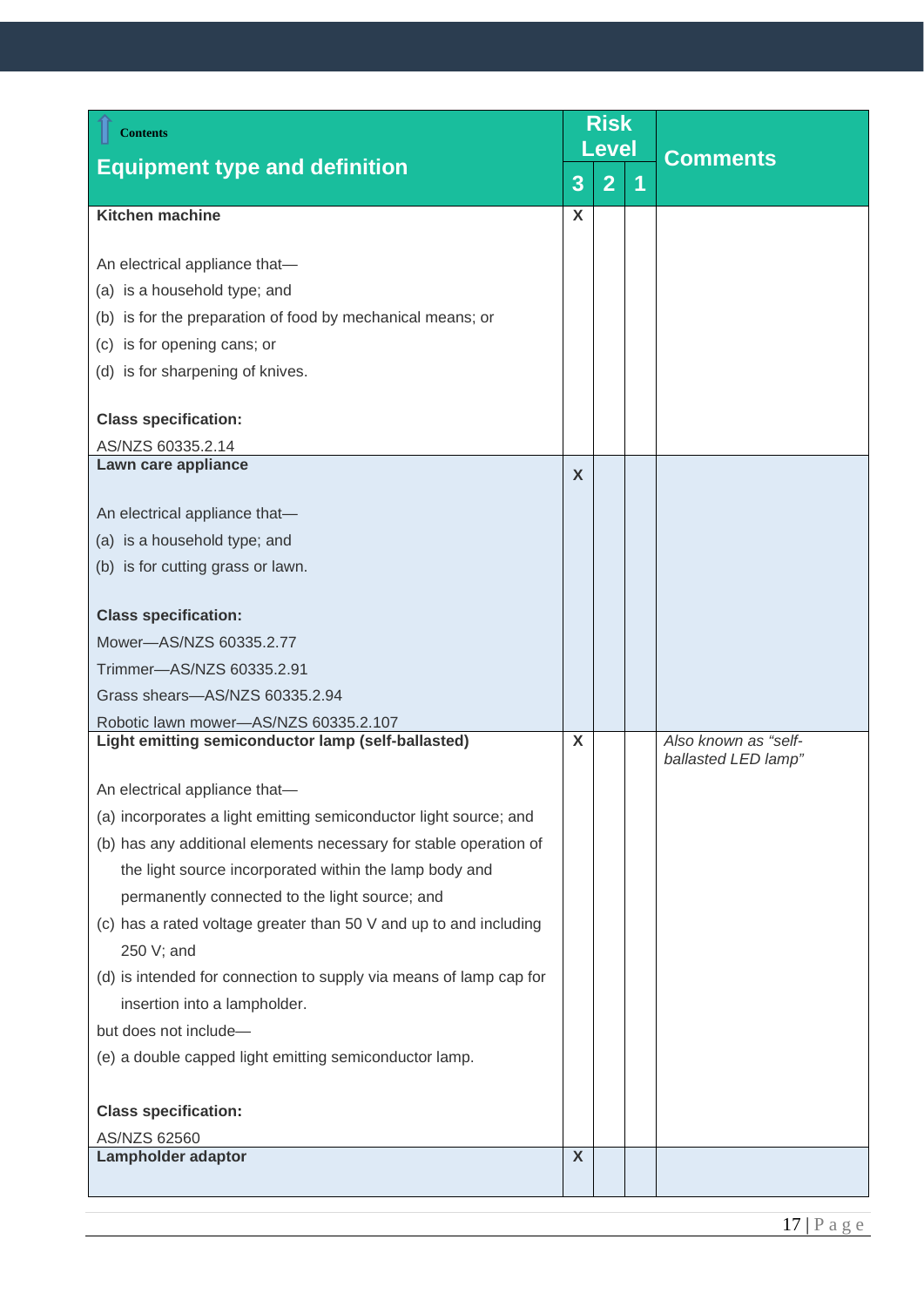| Contents<br>**Equipment type and definition** | Risk Level | | | Comments |
|---|---|---|---|---|
| | 3 | 2 | 1 | |
| **Kitchen machine**<br><br>An electrical appliance that—<br>(a) is a household type; and<br>(b) is for the preparation of food by mechanical means; or<br>(c) is for opening cans; or<br>(d) is for sharpening of knives.<br><br>**Class specification:**<br>AS/NZS 60335.2.14 | X | | | |
| **Lawn care appliance**<br><br>An electrical appliance that—<br>(a) is a household type; and<br>(b) is for cutting grass or lawn.<br><br>**Class specification:**<br>Mower—AS/NZS 60335.2.77<br>Trimmer—AS/NZS 60335.2.91<br>Grass shears—AS/NZS 60335.2.94<br>Robotic lawn mower—AS/NZS 60335.2.107 | X | | | |
| **Light emitting semiconductor lamp (self-ballasted)**<br><br>An electrical appliance that—<br>(a) incorporates a light emitting semiconductor light source; and<br>(b) has any additional elements necessary for stable operation of the light source incorporated within the lamp body and permanently connected to the light source; and<br>(c) has a rated voltage greater than 50 V and up to and including 250 V; and<br>(d) is intended for connection to supply via means of lamp cap for insertion into a lampholder.<br>but does not include—<br>(e) a double capped light emitting semiconductor lamp.<br><br>**Class specification:**<br>AS/NZS 62560 | X | | | *Also known as "self-ballasted LED lamp"* |
| **Lampholder adaptor** | X | | | |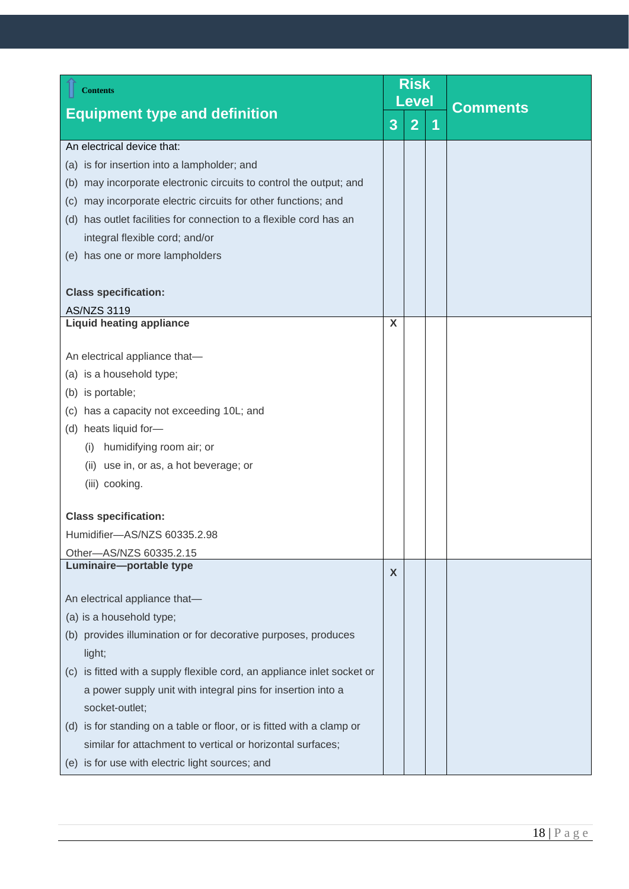| Equipment type and definition | Risk Level | | | Comments |
|---|---|---|---|---|
| | 3 | 2 | 1 | |
| An electrical device that:<br>(a) is for insertion into a lampholder; and<br>(b) may incorporate electronic circuits to control the output; and<br>(c) may incorporate electric circuits for other functions; and<br>(d) has outlet facilities for connection to a flexible cord has an integral flexible cord; and/or<br>(e) has one or more lampholders<br><br>**Class specification:**<br>AS/NZS 3119 | | | | |
| **Liquid heating appliance**<br><br>An electrical appliance that—<br>(a) is a household type;<br>(b) is portable;<br>(c) has a capacity not exceeding 10L; and<br>(d) heats liquid for—<br>(i) humidifying room air; or<br>(ii) use in, or as, a hot beverage; or<br>(iii) cooking.<br><br>**Class specification:**<br>Humidifier—AS/NZS 60335.2.98<br>Other—AS/NZS 60335.2.15 | X | | | |
| **Luminaire—portable type**<br><br>An electrical appliance that—<br>(a) is a household type;<br>(b) provides illumination or for decorative purposes, produces light;<br>(c) is fitted with a supply flexible cord, an appliance inlet socket or a power supply unit with integral pins for insertion into a socket-outlet;<br>(d) is for standing on a table or floor, or is fitted with a clamp or similar for attachment to vertical or horizontal surfaces;<br>(e) is for use with electric light sources; and | X | | | |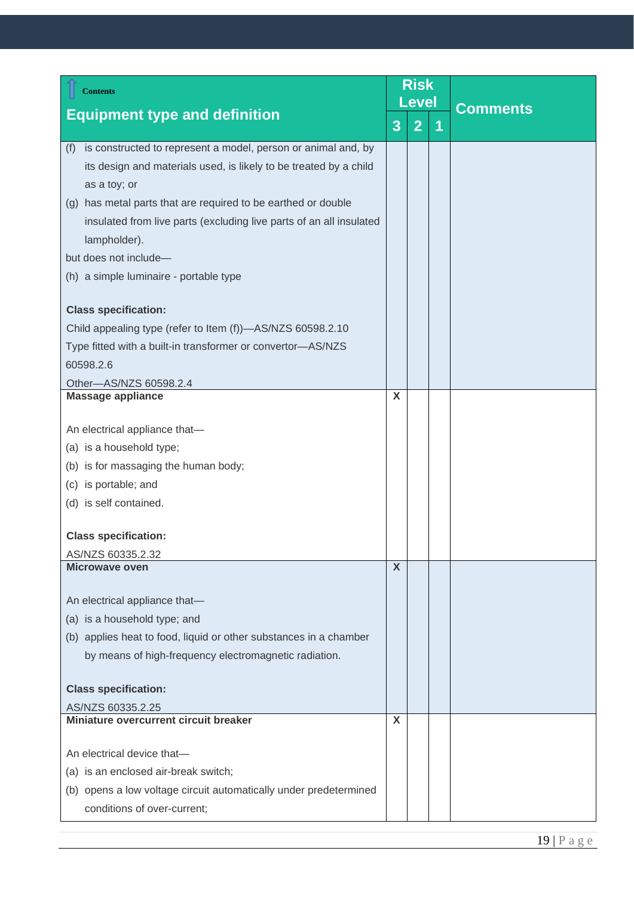| Equipment type and definition | Risk Level | | | Comments |
|---|---|---|---|---|
| | 3 | 2 | 1 | |
| (f) is constructed to represent a model, person or animal and, by its design and materials used, is likely to be treated by a child as a toy; or<br>(g) has metal parts that are required to be earthed or double insulated from live parts (excluding live parts of an all insulated lampholder).<br>but does not include—<br>(h) a simple luminaire - portable type<br><br>**Class specification:**<br>Child appealing type (refer to Item (f))—AS/NZS 60598.2.10<br>Type fitted with a built-in transformer or convertor—AS/NZS 60598.2.6<br>Other—AS/NZS 60598.2.4 | | | | |
| **Massage appliance**<br><br>An electrical appliance that—<br>(a) is a household type;<br>(b) is for massaging the human body;<br>(c) is portable; and<br>(d) is self contained.<br><br>**Class specification:**<br>AS/NZS 60335.2.32 | X | | | |
| **Microwave oven**<br><br>An electrical appliance that—<br>(a) is a household type; and<br>(b) applies heat to food, liquid or other substances in a chamber by means of high-frequency electromagnetic radiation.<br><br>**Class specification:**<br>AS/NZS 60335.2.25 | X | | | |
| **Miniature overcurrent circuit breaker**<br><br>An electrical device that—<br>(a) is an enclosed air-break switch;<br>(b) opens a low voltage circuit automatically under predetermined conditions of over-current; | X | | | |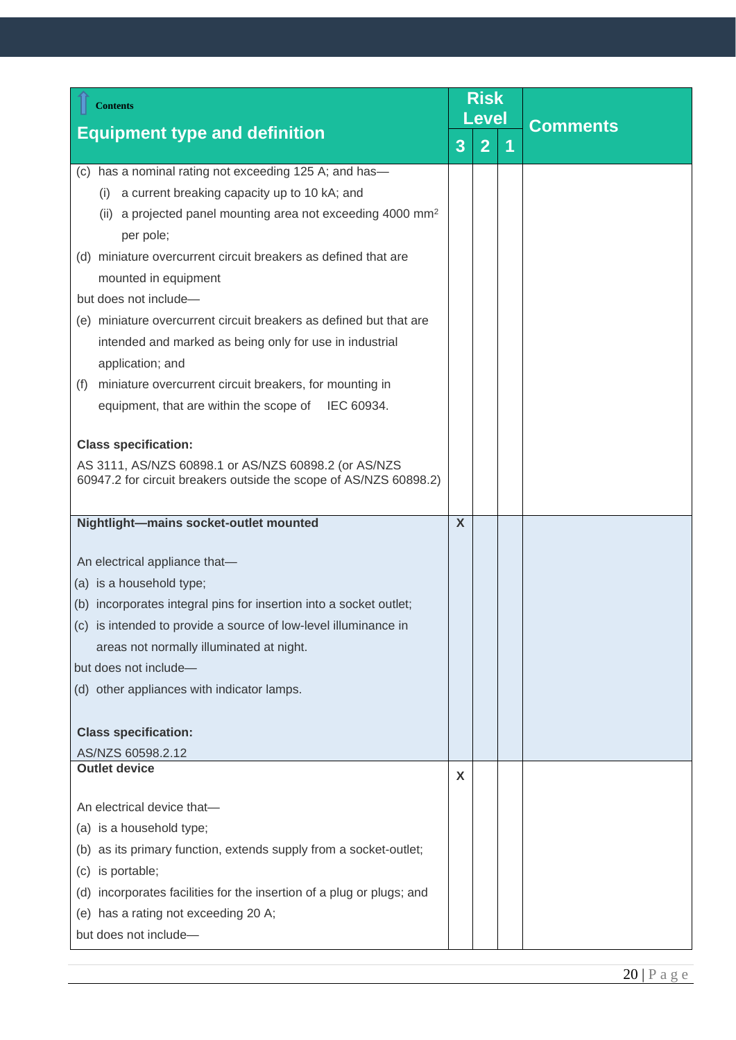| Contents<br>**Equipment type and definition** | Risk Level | | | Comments |
|---|---|---|---|---|
| | 3 | 2 | 1 | |
| (c) has a nominal rating not exceeding 125 A; and has—<br>(i) a current breaking capacity up to 10 kA; and<br>(ii) a projected panel mounting area not exceeding 4000 mm² per pole;<br>(d) miniature overcurrent circuit breakers as defined that are mounted in equipment<br>but does not include—<br>(e) miniature overcurrent circuit breakers as defined but that are intended and marked as being only for use in industrial application; and<br>(f) miniature overcurrent circuit breakers, for mounting in equipment, that are within the scope of IEC 60934.<br><br>**Class specification:**<br>AS 3111, AS/NZS 60898.1 or AS/NZS 60898.2 (or AS/NZS 60947.2 for circuit breakers outside the scope of AS/NZS 60898.2) | | | | |
| **Nightlight—mains socket-outlet mounted**<br><br>An electrical appliance that—<br>(a) is a household type;<br>(b) incorporates integral pins for insertion into a socket outlet;<br>(c) is intended to provide a source of low-level illuminance in areas not normally illuminated at night.<br>but does not include—<br>(d) other appliances with indicator lamps.<br><br>**Class specification:**<br>AS/NZS 60598.2.12 | X | | | |
| **Outlet device**<br><br>An electrical device that—<br>(a) is a household type;<br>(b) as its primary function, extends supply from a socket-outlet;<br>(c) is portable;<br>(d) incorporates facilities for the insertion of a plug or plugs; and<br>(e) has a rating not exceeding 20 A;<br>but does not include— | X | | | |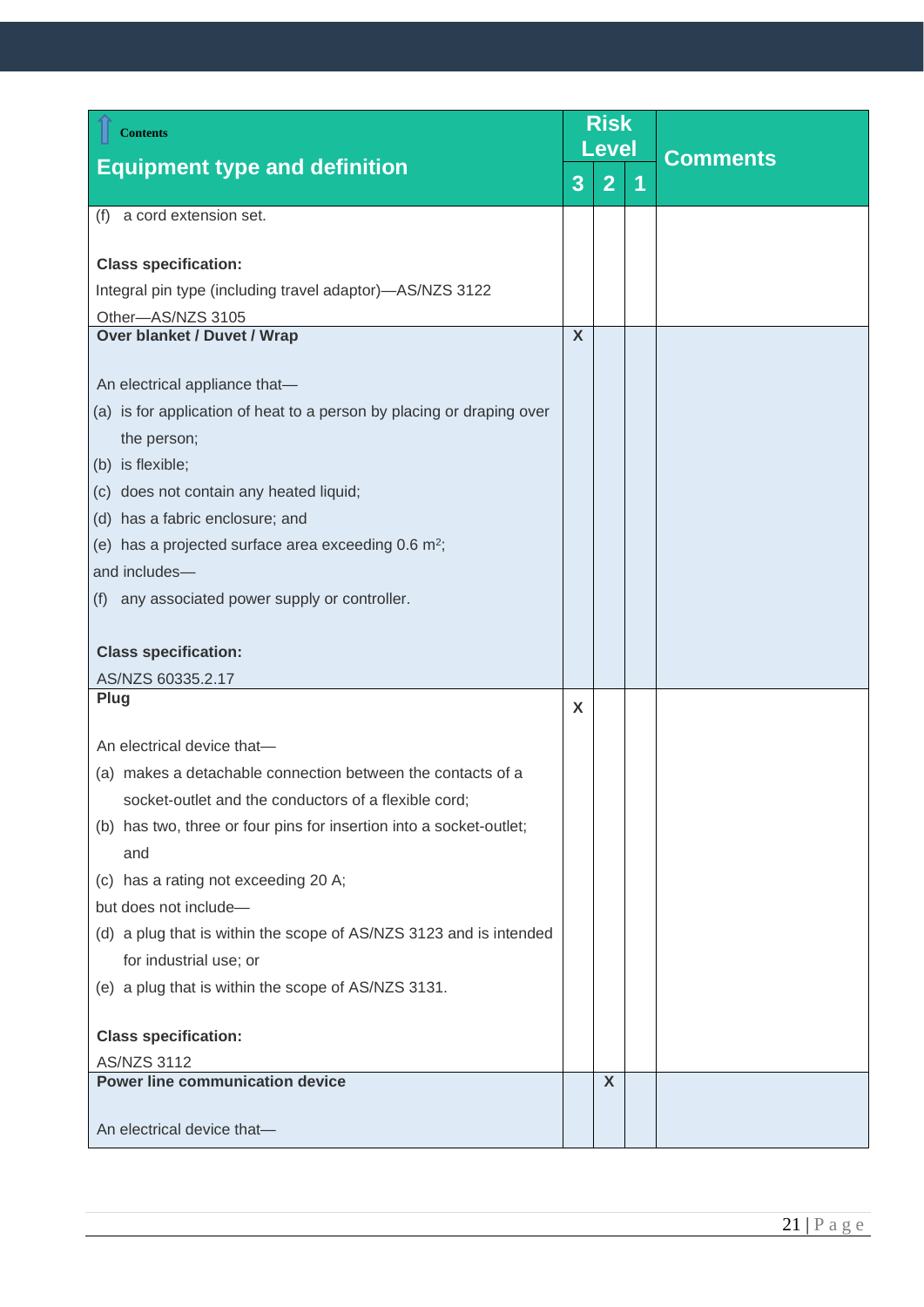| Equipment type and definition | Risk Level 3 | Risk Level 2 | Risk Level 1 | Comments |
|---|---|---|---|---|
| (f) a cord extension set.<br><br>**Class specification:**<br>Integral pin type (including travel adaptor)—AS/NZS 3122<br>Other—AS/NZS 3105 | | | | |
| **Over blanket / Duvet / Wrap**<br><br>An electrical appliance that—<br>(a) is for application of heat to a person by placing or draping over the person;<br>(b) is flexible;<br>(c) does not contain any heated liquid;<br>(d) has a fabric enclosure; and<br>(e) has a projected surface area exceeding 0.6 $m^2$;<br>and includes—<br>(f) any associated power supply or controller.<br><br>**Class specification:**<br>AS/NZS 60335.2.17 | X | | | |
| **Plug**<br><br>An electrical device that—<br>(a) makes a detachable connection between the contacts of a socket-outlet and the conductors of a flexible cord;<br>(b) has two, three or four pins for insertion into a socket-outlet; and<br>(c) has a rating not exceeding 20 A;<br>but does not include—<br>(d) a plug that is within the scope of AS/NZS 3123 and is intended for industrial use; or<br>(e) a plug that is within the scope of AS/NZS 3131.<br><br>**Class specification:**<br>AS/NZS 3112 | X | | | |
| **Power line communication device**<br><br>An electrical device that— | | X | | |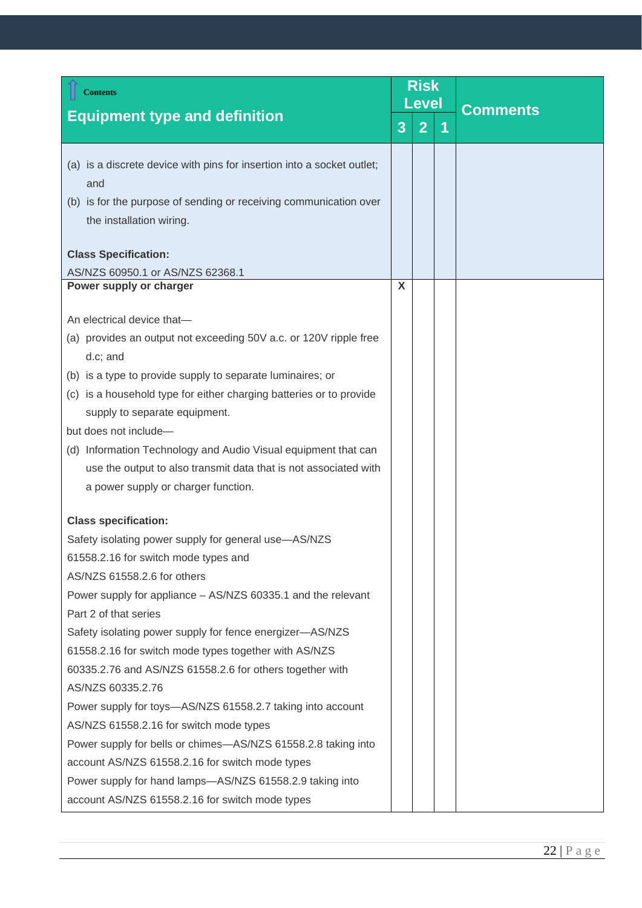| Contents<br>**Equipment type and definition** | Risk Level | | | Comments |
|---|---|---|---|---|
| | 3 | 2 | 1 | |
| (a) is a discrete device with pins for insertion into a socket outlet; and<br>(b) is for the purpose of sending or receiving communication over the installation wiring.<br><br>**Class Specification:**<br>AS/NZS 60950.1 or AS/NZS 62368.1 | | | | |
| **Power supply or charger**<br><br>An electrical device that—<br>(a) provides an output not exceeding 50V a.c. or 120V ripple free d.c; and<br>(b) is a type to provide supply to separate luminaires; or<br>(c) is a household type for either charging batteries or to provide supply to separate equipment.<br>but does not include—<br>(d) Information Technology and Audio Visual equipment that can use the output to also transmit data that is not associated with a power supply or charger function.<br><br>**Class specification:**<br>Safety isolating power supply for general use—AS/NZS 61558.2.16 for switch mode types and AS/NZS 61558.2.6 for others<br>Power supply for appliance – AS/NZS 60335.1 and the relevant Part 2 of that series<br>Safety isolating power supply for fence energizer—AS/NZS 61558.2.16 for switch mode types together with AS/NZS 60335.2.76 and AS/NZS 61558.2.6 for others together with AS/NZS 60335.2.76<br>Power supply for toys—AS/NZS 61558.2.7 taking into account AS/NZS 61558.2.16 for switch mode types<br>Power supply for bells or chimes—AS/NZS 61558.2.8 taking into account AS/NZS 61558.2.16 for switch mode types<br>Power supply for hand lamps—AS/NZS 61558.2.9 taking into account AS/NZS 61558.2.16 for switch mode types | X | | | |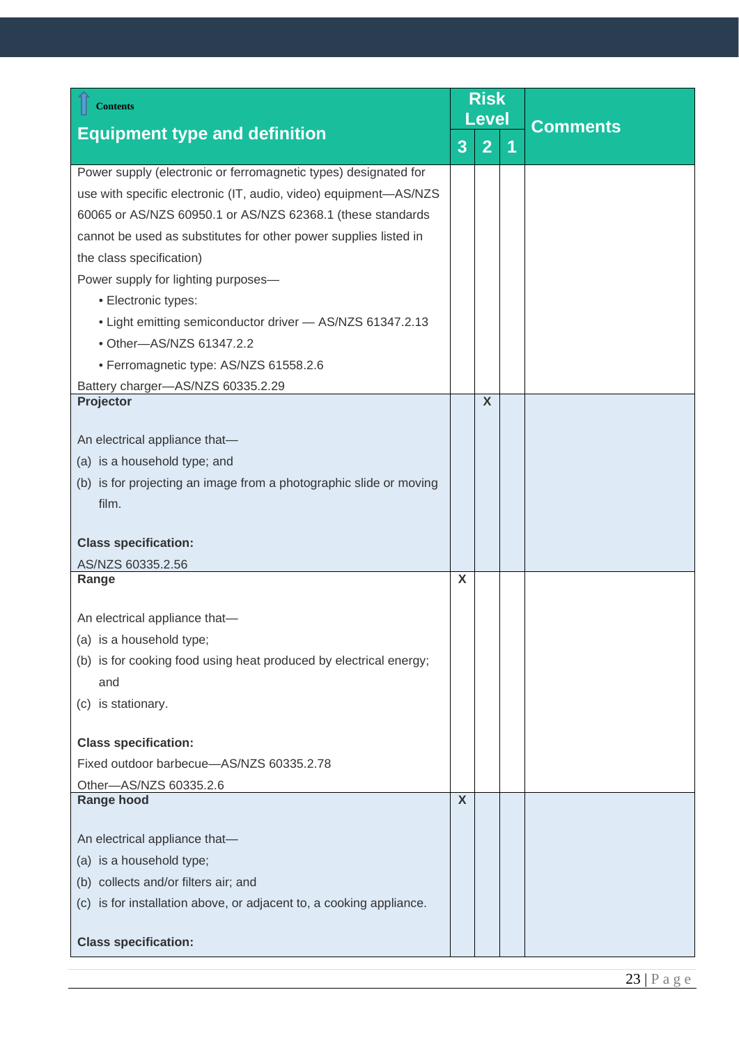| Contents<br>**Equipment type and definition** | Risk Level | | | Comments |
|---|---|---|---|---|
| | 3 | 2 | 1 | |
| Power supply (electronic or ferromagnetic types) designated for use with specific electronic (IT, audio, video) equipment—AS/NZS 60065 or AS/NZS 60950.1 or AS/NZS 62368.1 (these standards cannot be used as substitutes for other power supplies listed in the class specification)<br>Power supply for lighting purposes—<br>• Electronic types:<br>• Light emitting semiconductor driver — AS/NZS 61347.2.13<br>• Other—AS/NZS 61347.2.2<br>• Ferromagnetic type: AS/NZS 61558.2.6<br>Battery charger—AS/NZS 60335.2.29 | | | | |
| **Projector**<br><br>An electrical appliance that—<br>(a) is a household type; and<br>(b) is for projecting an image from a photographic slide or moving film.<br><br>**Class specification:**<br>AS/NZS 60335.2.56 | | X | | |
| **Range**<br><br>An electrical appliance that—<br>(a) is a household type;<br>(b) is for cooking food using heat produced by electrical energy; and<br>(c) is stationary.<br><br>**Class specification:**<br>Fixed outdoor barbecue—AS/NZS 60335.2.78<br>Other—AS/NZS 60335.2.6 | X | | | |
| **Range hood**<br><br>An electrical appliance that—<br>(a) is a household type;<br>(b) collects and/or filters air; and<br>(c) is for installation above, or adjacent to, a cooking appliance.<br><br>**Class specification:** | X | | | |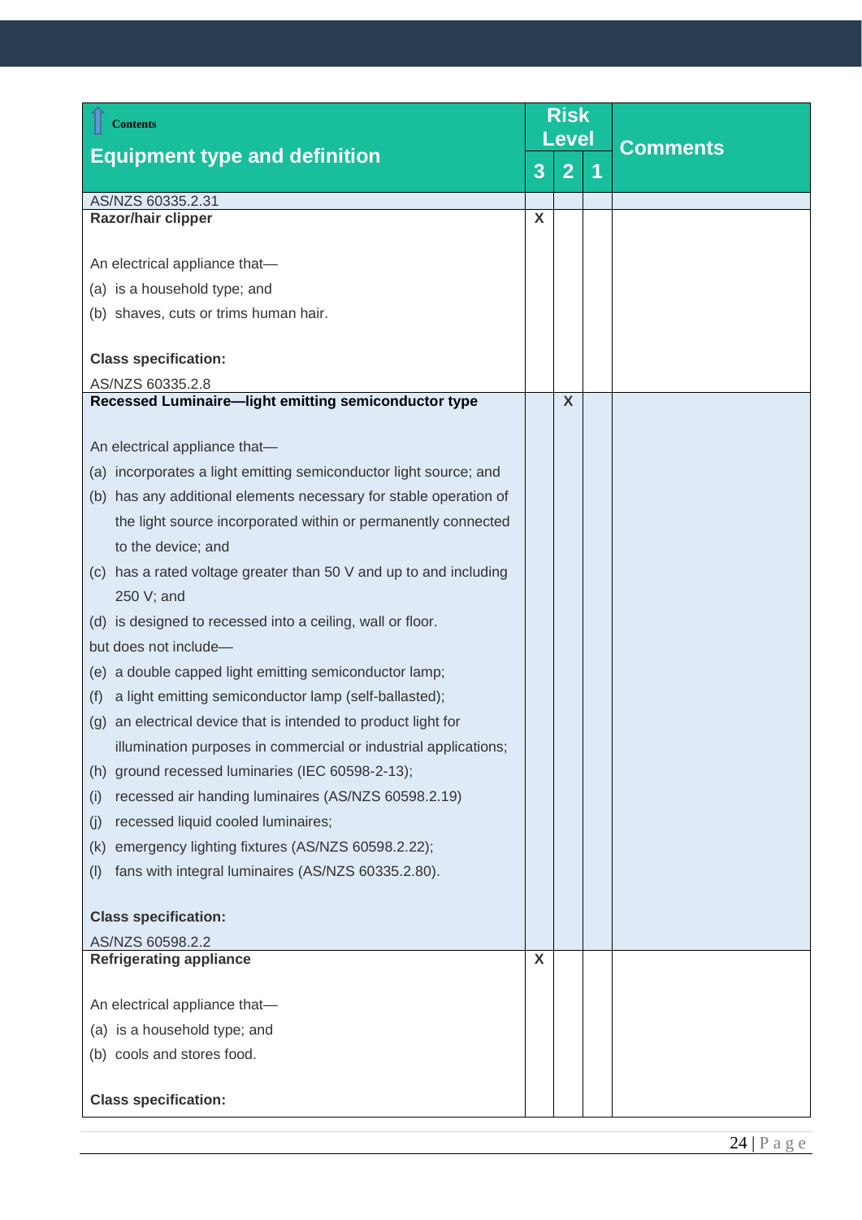| Contents<br>**Equipment type and definition** | Risk Level 3 | Risk Level 2 | Risk Level 1 | Comments |
|---|---|---|---|---|
| AS/NZS 60335.2.31 | | | | |
| **Razor/hair clipper**<br><br>An electrical appliance that—<br>(a) is a household type; and<br>(b) shaves, cuts or trims human hair.<br><br>**Class specification:**<br>AS/NZS 60335.2.8 | X | | | |
| **Recessed Luminaire—light emitting semiconductor type**<br><br>An electrical appliance that—<br>(a) incorporates a light emitting semiconductor light source; and<br>(b) has any additional elements necessary for stable operation of the light source incorporated within or permanently connected to the device; and<br>(c) has a rated voltage greater than 50 V and up to and including 250 V; and<br>(d) is designed to recessed into a ceiling, wall or floor.<br>but does not include—<br>(e) a double capped light emitting semiconductor lamp;<br>(f) a light emitting semiconductor lamp (self-ballasted);<br>(g) an electrical device that is intended to product light for illumination purposes in commercial or industrial applications;<br>(h) ground recessed luminaries (IEC 60598-2-13);<br>(i) recessed air handing luminaires (AS/NZS 60598.2.19)<br>(j) recessed liquid cooled luminaires;<br>(k) emergency lighting fixtures (AS/NZS 60598.2.22);<br>(l) fans with integral luminaires (AS/NZS 60335.2.80).<br><br>**Class specification:**<br>AS/NZS 60598.2.2 | | X | | |
| **Refrigerating appliance**<br><br>An electrical appliance that—<br>(a) is a household type; and<br>(b) cools and stores food.<br><br>**Class specification:** | X | | | |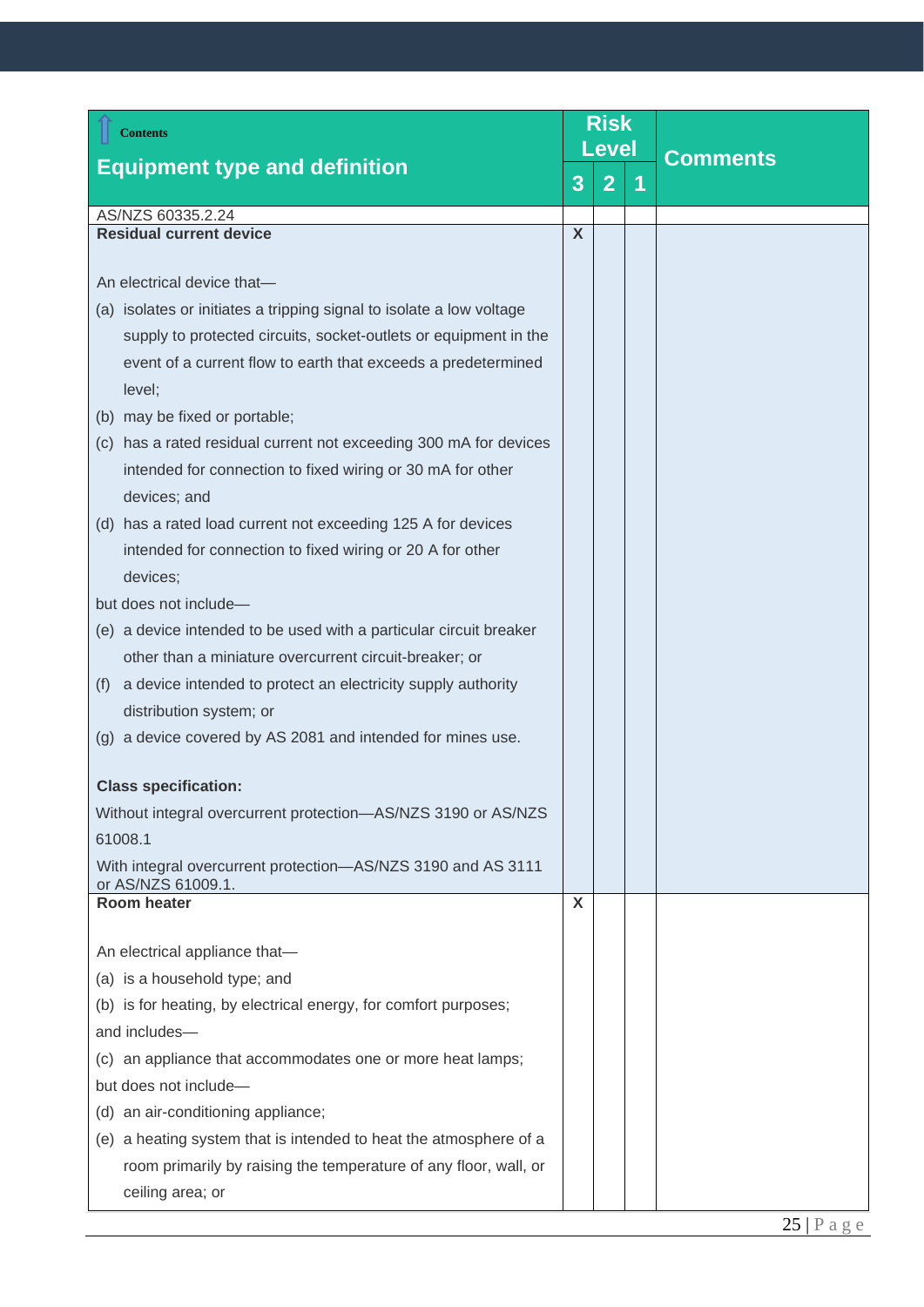| Contents<br>**Equipment type and definition** | Risk Level | | | Comments |
|---|---|---|---|---|
| | 3 | 2 | 1 | |
| AS/NZS 60335.2.24 | | | | |
| **Residual current device**<br><br>An electrical device that—<br>(a) isolates or initiates a tripping signal to isolate a low voltage supply to protected circuits, socket-outlets or equipment in the event of a current flow to earth that exceeds a predetermined level;<br>(b) may be fixed or portable;<br>(c) has a rated residual current not exceeding 300 mA for devices intended for connection to fixed wiring or 30 mA for other devices; and<br>(d) has a rated load current not exceeding 125 A for devices intended for connection to fixed wiring or 20 A for other devices;<br>but does not include—<br>(e) a device intended to be used with a particular circuit breaker other than a miniature overcurrent circuit-breaker; or<br>(f) a device intended to protect an electricity supply authority distribution system; or<br>(g) a device covered by AS 2081 and intended for mines use.<br><br>**Class specification:**<br>Without integral overcurrent protection—AS/NZS 3190 or AS/NZS 61008.1<br>With integral overcurrent protection—AS/NZS 3190 and AS 3111 or AS/NZS 61009.1. | X | | | |
| **Room heater**<br><br>An electrical appliance that—<br>(a) is a household type; and<br>(b) is for heating, by electrical energy, for comfort purposes;<br>and includes—<br>(c) an appliance that accommodates one or more heat lamps;<br>but does not include—<br>(d) an air-conditioning appliance;<br>(e) a heating system that is intended to heat the atmosphere of a room primarily by raising the temperature of any floor, wall, or ceiling area; or | X | | | |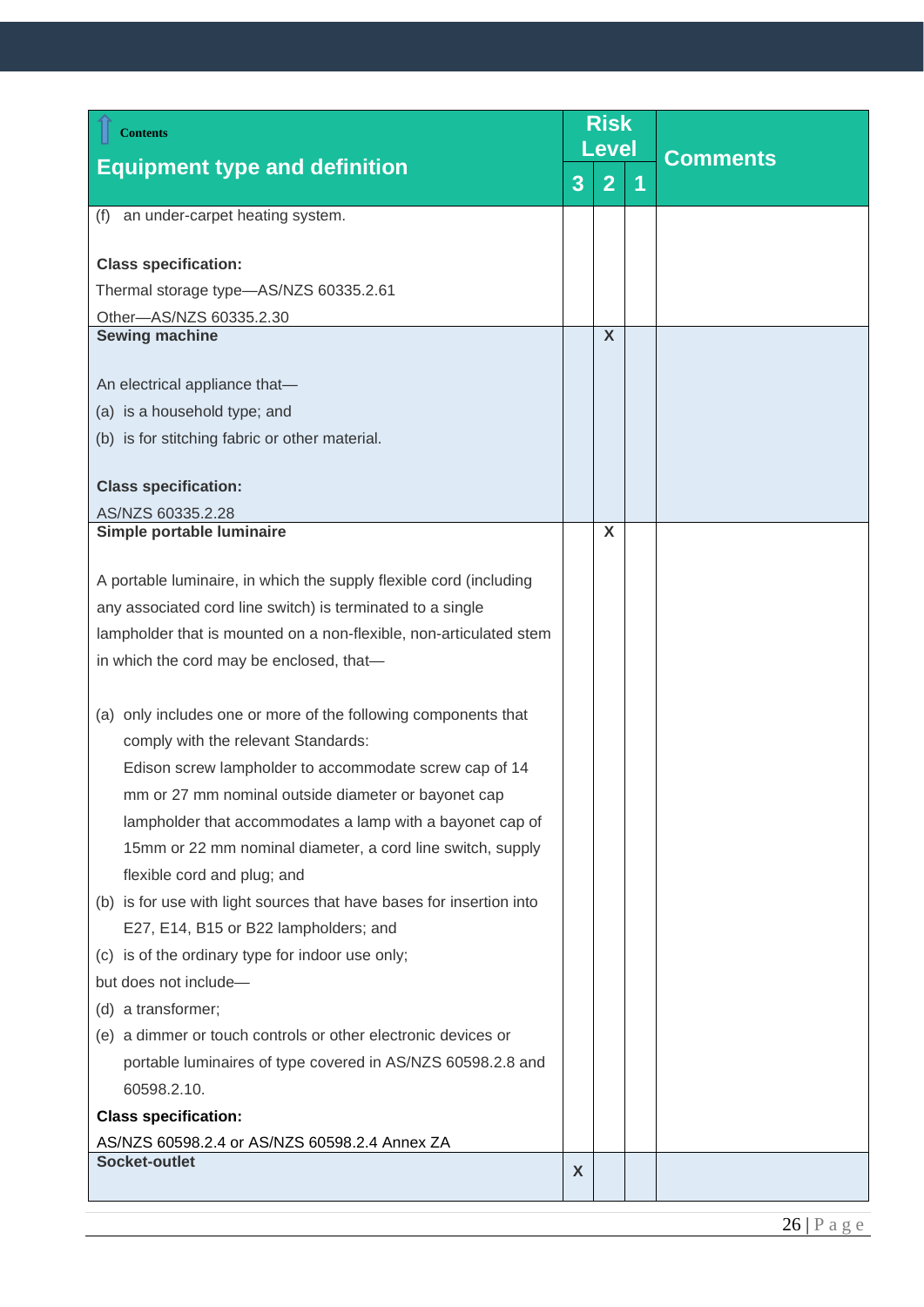| Equipment type and definition | Risk Level 3 | Risk Level 2 | Risk Level 1 | Comments |
|---|---|---|---|---|
| (f) an under-carpet heating system.<br><br>**Class specification:**<br>Thermal storage type—AS/NZS 60335.2.61<br>Other—AS/NZS 60335.2.30 | | | | |
| **Sewing machine**<br><br>An electrical appliance that—<br>(a) is a household type; and<br>(b) is for stitching fabric or other material.<br><br>**Class specification:**<br>AS/NZS 60335.2.28 | | X | | |
| **Simple portable luminaire**<br><br>A portable luminaire, in which the supply flexible cord (including any associated cord line switch) is terminated to a single lampholder that is mounted on a non-flexible, non-articulated stem in which the cord may be enclosed, that—<br><br>(a) only includes one or more of the following components that comply with the relevant Standards: Edison screw lampholder to accommodate screw cap of 14 mm or 27 mm nominal outside diameter or bayonet cap lampholder that accommodates a lamp with a bayonet cap of 15mm or 22 mm nominal diameter, a cord line switch, supply flexible cord and plug; and<br>(b) is for use with light sources that have bases for insertion into E27, E14, B15 or B22 lampholders; and<br>(c) is of the ordinary type for indoor use only;<br>but does not include—<br>(d) a transformer;<br>(e) a dimmer or touch controls or other electronic devices or portable luminaires of type covered in AS/NZS 60598.2.8 and 60598.2.10.<br>**Class specification:**<br>AS/NZS 60598.2.4 or AS/NZS 60598.2.4 Annex ZA | | X | | |
| **Socket-outlet** | X | | | |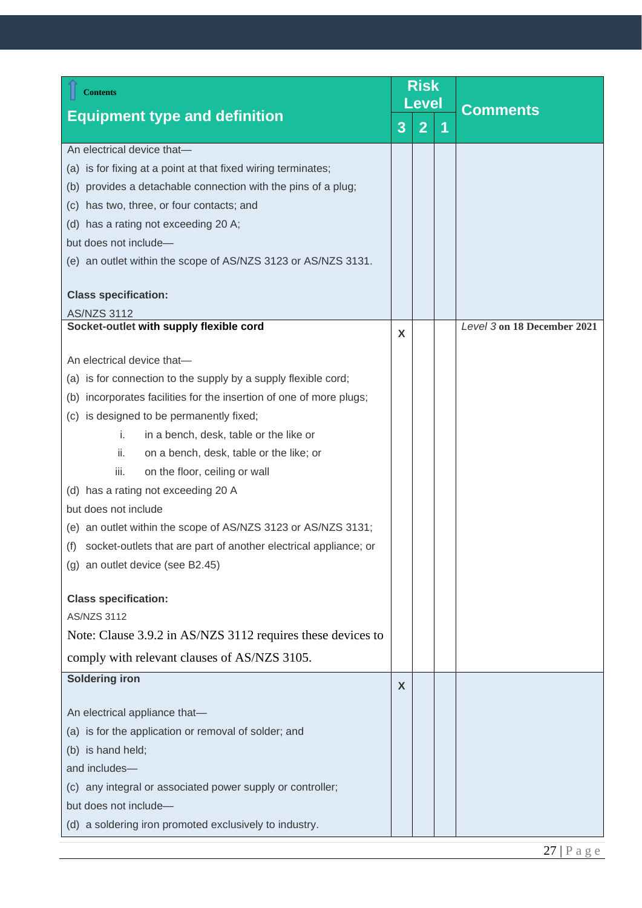| Contents<br>Equipment type and definition | Risk Level 3 | Risk Level 2 | Risk Level 1 | Comments |
|---|---|---|---|---|
| An electrical device that—<br>(a) is for fixing at a point at that fixed wiring terminates;<br>(b) provides a detachable connection with the pins of a plug;<br>(c) has two, three, or four contacts; and<br>(d) has a rating not exceeding 20 A;<br>but does not include—<br>(e) an outlet within the scope of AS/NZS 3123 or AS/NZS 3131.<br><br>**Class specification:**<br>AS/NZS 3112 | | | | |
| **Socket-outlet with supply flexible cord**<br><br>An electrical device that—<br>(a) is for connection to the supply by a supply flexible cord;<br>(b) incorporates facilities for the insertion of one of more plugs;<br>(c) is designed to be permanently fixed;<br>i. in a bench, desk, table or the like or<br>ii. on a bench, desk, table or the like; or<br>iii. on the floor, ceiling or wall<br>(d) has a rating not exceeding 20 A<br>but does not include<br>(e) an outlet within the scope of AS/NZS 3123 or AS/NZS 3131;<br>(f) socket-outlets that are part of another electrical appliance; or<br>(g) an outlet device (see B2.45)<br><br>**Class specification:**<br>AS/NZS 3112<br>Note: Clause 3.9.2 in AS/NZS 3112 requires these devices to comply with relevant clauses of AS/NZS 3105. | X | | | *Level 3* **on 18 December 2021** |
| **Soldering iron**<br><br>An electrical appliance that—<br>(a) is for the application or removal of solder; and<br>(b) is hand held;<br>and includes—<br>(c) any integral or associated power supply or controller;<br>but does not include—<br>(d) a soldering iron promoted exclusively to industry. | X | | | |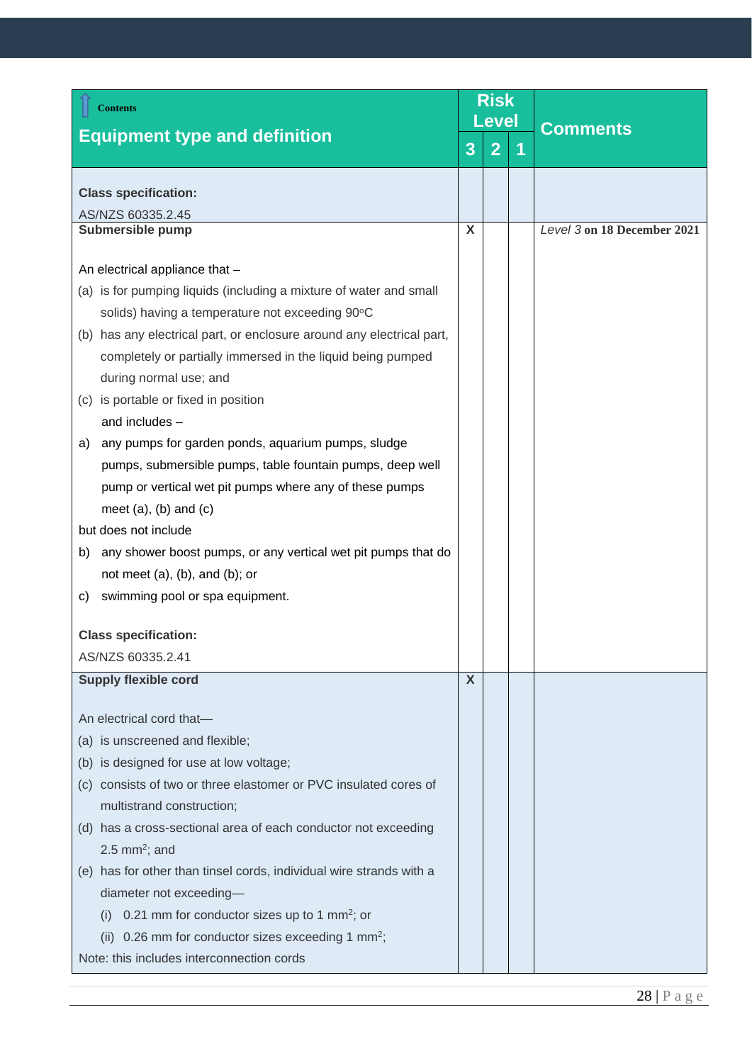| Equipment type and definition | Risk Level | | | Comments |
|---|---|---|---|---|
| | 3 | 2 | 1 | |
| **Class specification:**<br>AS/NZS 60335.2.45 | | | | |
| **Submersible pump**<br><br>An electrical appliance that –<br>(a) is for pumping liquids (including a mixture of water and small solids) having a temperature not exceeding 90°C<br>(b) has any electrical part, or enclosure around any electrical part, completely or partially immersed in the liquid being pumped during normal use; and<br>(c) is portable or fixed in position<br>and includes –<br>a) any pumps for garden ponds, aquarium pumps, sludge pumps, submersible pumps, table fountain pumps, deep well pump or vertical wet pit pumps where any of these pumps meet (a), (b) and (c)<br>but does not include<br>b) any shower boost pumps, or any vertical wet pit pumps that do not meet (a), (b), and (b); or<br>c) swimming pool or spa equipment.<br><br>**Class specification:**<br>AS/NZS 60335.2.41 | X | | | *Level 3* **on 18 December 2021** |
| **Supply flexible cord**<br><br>An electrical cord that—<br>(a) is unscreened and flexible;<br>(b) is designed for use at low voltage;<br>(c) consists of two or three elastomer or PVC insulated cores of multistrand construction;<br>(d) has a cross-sectional area of each conductor not exceeding 2.5 $mm^2$; and<br>(e) has for other than tinsel cords, individual wire strands with a diameter not exceeding—<br>(i) 0.21 mm for conductor sizes up to 1 $mm^2$; or<br>(ii) 0.26 mm for conductor sizes exceeding 1 $mm^2$;<br>Note: this includes interconnection cords | X | | | |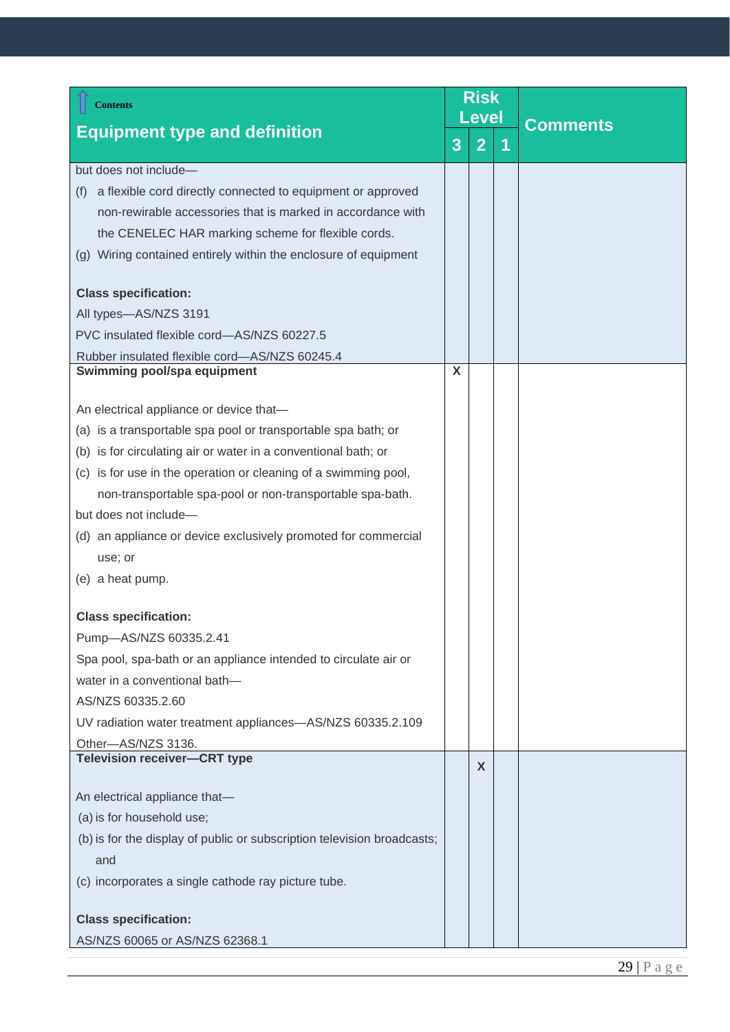| Equipment type and definition | Risk Level | | | Comments |
|---|---|---|---|---|
| | 3 | 2 | 1 | |
| but does not include—<br>(f) a flexible cord directly connected to equipment or approved non-rewirable accessories that is marked in accordance with the CENELEC HAR marking scheme for flexible cords.<br>(g) Wiring contained entirely within the enclosure of equipment<br><br>**Class specification:**<br>All types—AS/NZS 3191<br>PVC insulated flexible cord—AS/NZS 60227.5<br>Rubber insulated flexible cord—AS/NZS 60245.4 | | | | |
| **Swimming pool/spa equipment**<br><br>An electrical appliance or device that—<br>(a) is a transportable spa pool or transportable spa bath; or<br>(b) is for circulating air or water in a conventional bath; or<br>(c) is for use in the operation or cleaning of a swimming pool, non-transportable spa-pool or non-transportable spa-bath.<br>but does not include—<br>(d) an appliance or device exclusively promoted for commercial use; or<br>(e) a heat pump.<br><br>**Class specification:**<br>Pump—AS/NZS 60335.2.41<br>Spa pool, spa-bath or an appliance intended to circulate air or water in a conventional bath—<br>AS/NZS 60335.2.60<br>UV radiation water treatment appliances—AS/NZS 60335.2.109<br>Other—AS/NZS 3136. | X | | | |
| **Television receiver—CRT type**<br><br>An electrical appliance that—<br>(a) is for household use;<br>(b) is for the display of public or subscription television broadcasts; and<br>(c) incorporates a single cathode ray picture tube.<br><br>**Class specification:**<br>AS/NZS 60065 or AS/NZS 62368.1 | | X | | |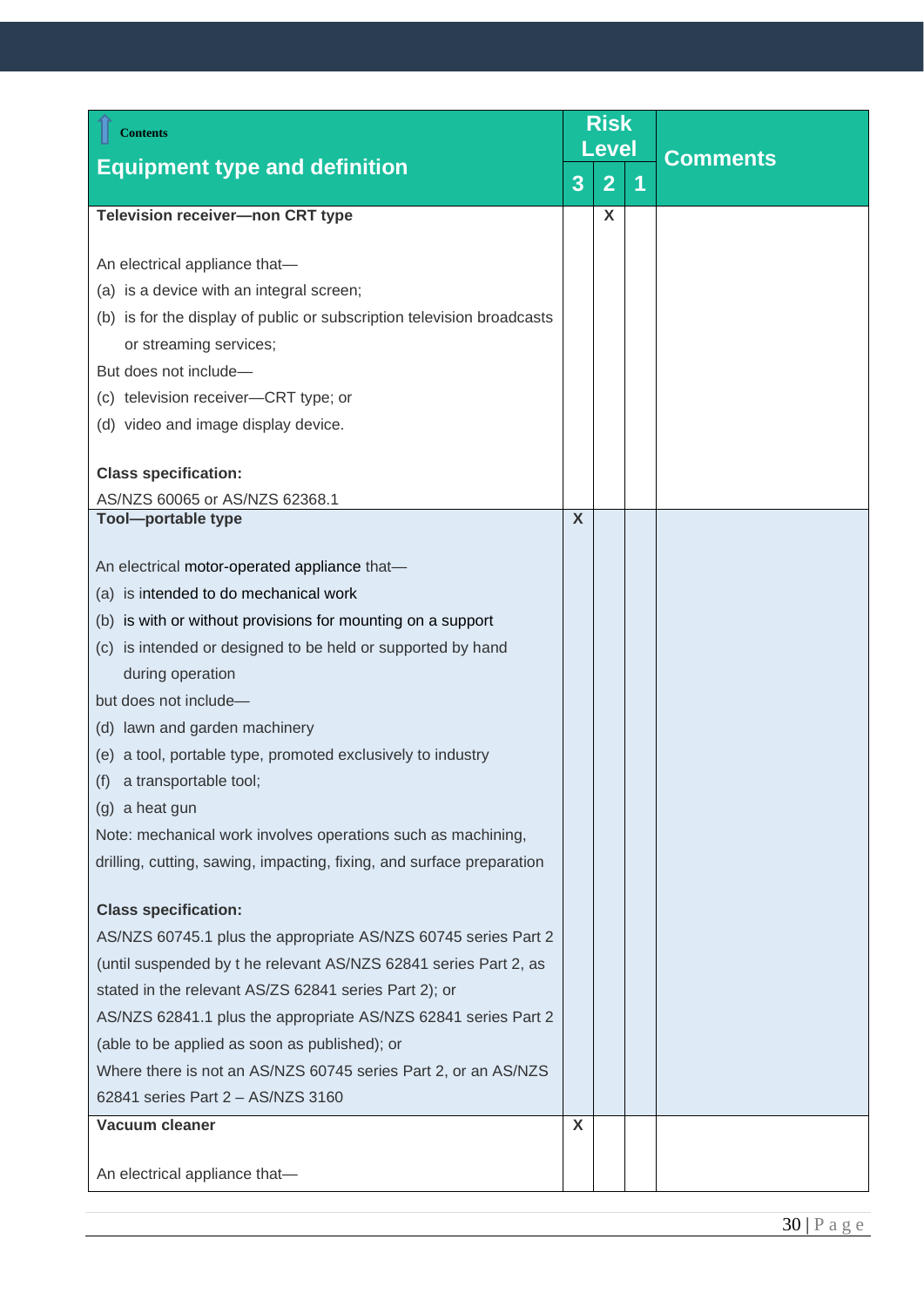| Contents<br>Equipment type and definition | Risk Level | | | Comments |
|---|---|---|---|---|
| | 3 | 2 | 1 | |
| **Television receiver—non CRT type**<br><br>An electrical appliance that—<br>(a) is a device with an integral screen;<br>(b) is for the display of public or subscription television broadcasts or streaming services;<br>But does not include—<br>(c) television receiver—CRT type; or<br>(d) video and image display device.<br><br>**Class specification:**<br>AS/NZS 60065 or AS/NZS 62368.1 | | X | | |
| **Tool—portable type**<br><br>An electrical motor-operated appliance that—<br>(a) is intended to do mechanical work<br>(b) is with or without provisions for mounting on a support<br>(c) is intended or designed to be held or supported by hand during operation<br>but does not include—<br>(d) lawn and garden machinery<br>(e) a tool, portable type, promoted exclusively to industry<br>(f) a transportable tool;<br>(g) a heat gun<br>Note: mechanical work involves operations such as machining, drilling, cutting, sawing, impacting, fixing, and surface preparation<br><br>**Class specification:**<br>AS/NZS 60745.1 plus the appropriate AS/NZS 60745 series Part 2 (until suspended by t he relevant AS/NZS 62841 series Part 2, as stated in the relevant AS/ZS 62841 series Part 2); or<br>AS/NZS 62841.1 plus the appropriate AS/NZS 62841 series Part 2 (able to be applied as soon as published); or<br>Where there is not an AS/NZS 60745 series Part 2, or an AS/NZS 62841 series Part 2 – AS/NZS 3160 | X | | | |
| **Vacuum cleaner**<br><br>An electrical appliance that— | X | | | |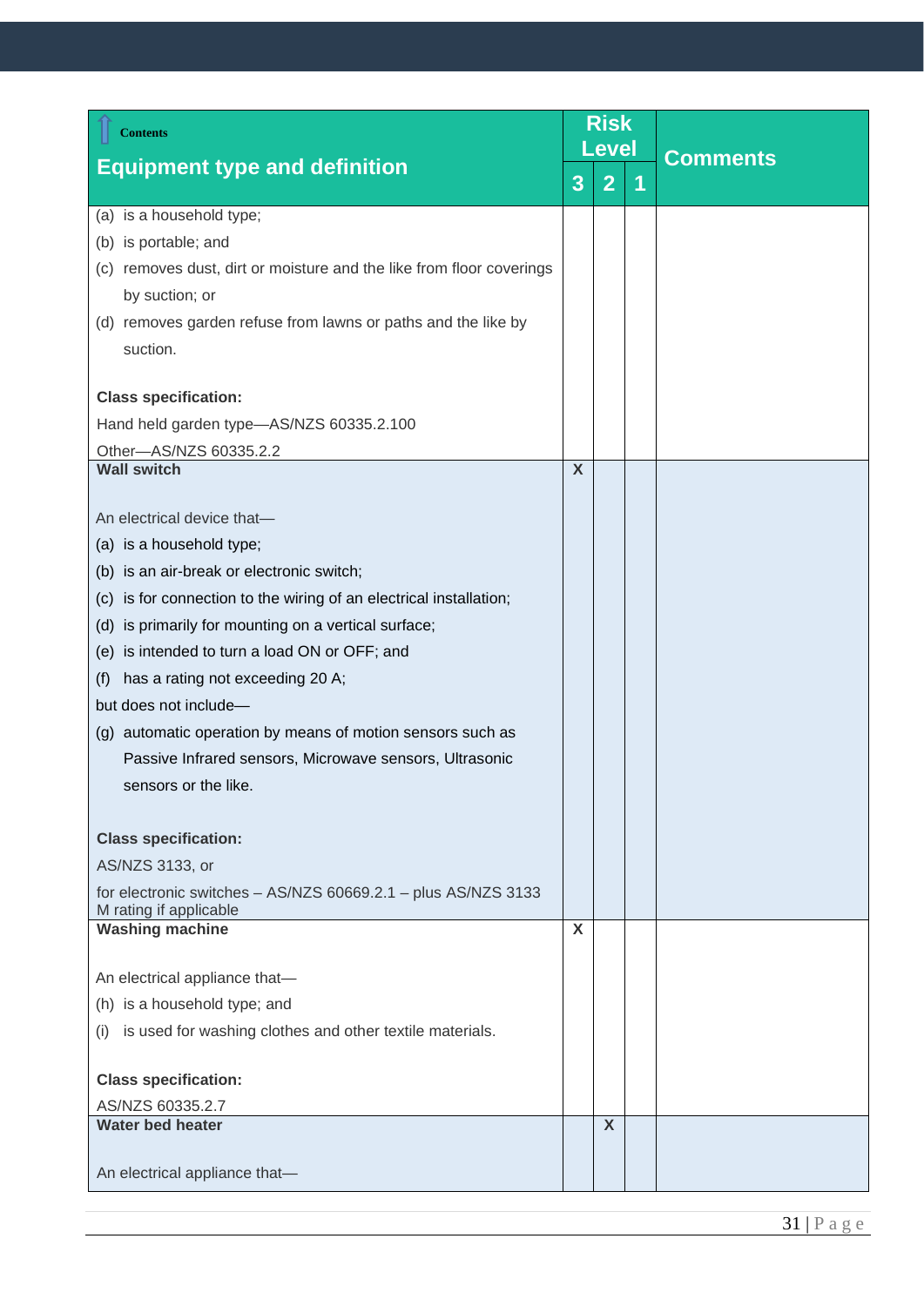| Equipment type and definition | Risk Level | | | Comments |
|---|---|---|---|---|
| | 3 | 2 | 1 | |
| (a) is a household type;<br>(b) is portable; and<br>(c) removes dust, dirt or moisture and the like from floor coverings by suction; or<br>(d) removes garden refuse from lawns or paths and the like by suction.<br><br>**Class specification:**<br>Hand held garden type—AS/NZS 60335.2.100<br>Other—AS/NZS 60335.2.2 | | | | |
| **Wall switch**<br><br>An electrical device that—<br>(a) is a household type;<br>(b) is an air-break or electronic switch;<br>(c) is for connection to the wiring of an electrical installation;<br>(d) is primarily for mounting on a vertical surface;<br>(e) is intended to turn a load ON or OFF; and<br>(f) has a rating not exceeding 20 A;<br>but does not include—<br>(g) automatic operation by means of motion sensors such as Passive Infrared sensors, Microwave sensors, Ultrasonic sensors or the like.<br><br>**Class specification:**<br>AS/NZS 3133, or<br>for electronic switches – AS/NZS 60669.2.1 – plus AS/NZS 3133 M rating if applicable | X | | | |
| **Washing machine**<br><br>An electrical appliance that—<br>(h) is a household type; and<br>(i) is used for washing clothes and other textile materials.<br><br>**Class specification:**<br>AS/NZS 60335.2.7 | X | | | |
| **Water bed heater**<br><br>An electrical appliance that— | | X | | |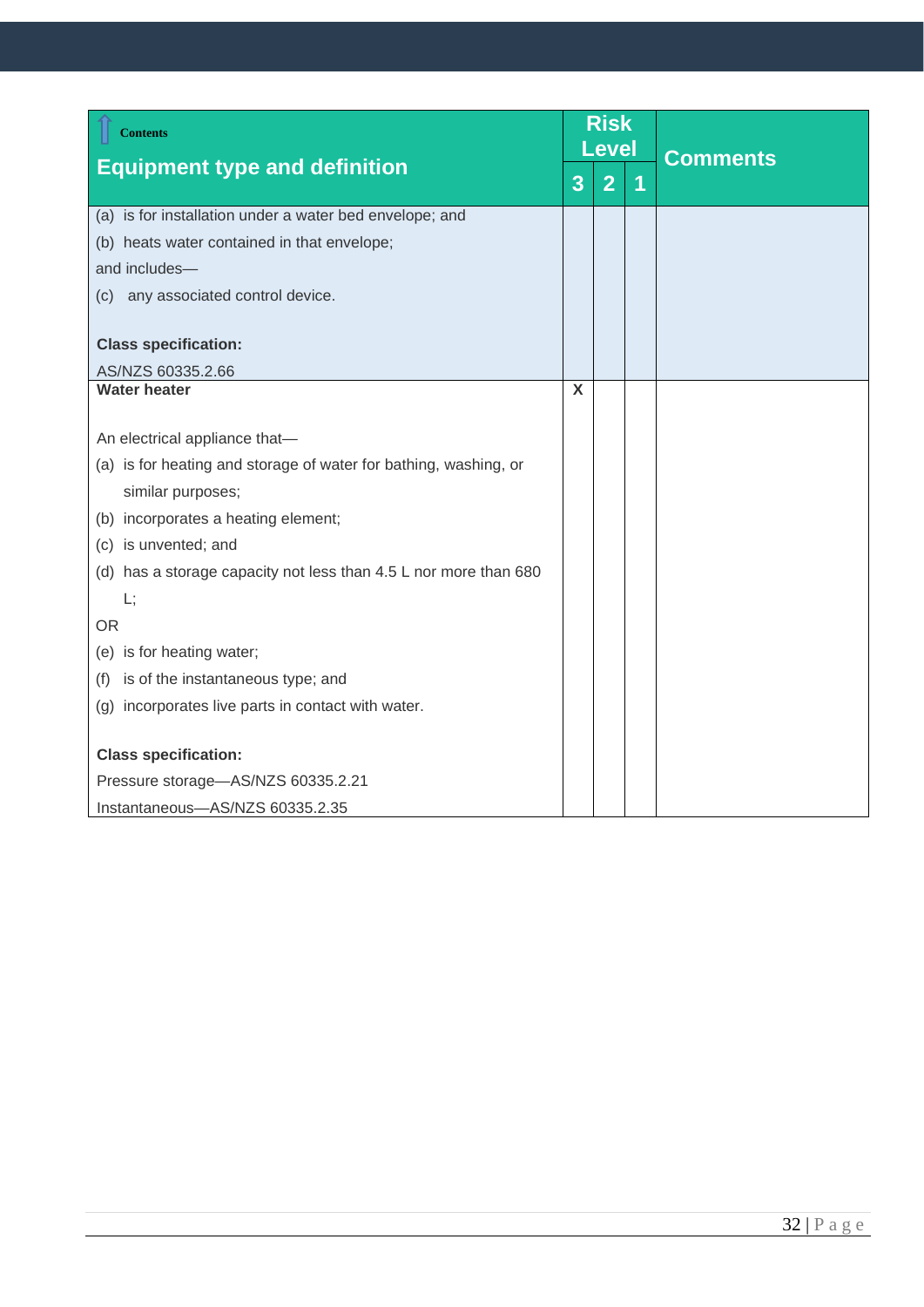| Equipment type and definition | Risk Level | | | Comments |
|---|---|---|---|---|
| | 3 | 2 | 1 | |
| (a) is for installation under a water bed envelope; and<br>(b) heats water contained in that envelope;<br>and includes—<br>(c) any associated control device.<br><br>**Class specification:**<br>AS/NZS 60335.2.66 | | | | |
| **Water heater**<br><br>An electrical appliance that—<br>(a) is for heating and storage of water for bathing, washing, or similar purposes;<br>(b) incorporates a heating element;<br>(c) is unvented; and<br>(d) has a storage capacity not less than 4.5 L nor more than 680 L;<br>OR<br>(e) is for heating water;<br>(f) is of the instantaneous type; and<br>(g) incorporates live parts in contact with water.<br><br>**Class specification:**<br>Pressure storage—AS/NZS 60335.2.21<br>Instantaneous—AS/NZS 60335.2.35 | X | | | |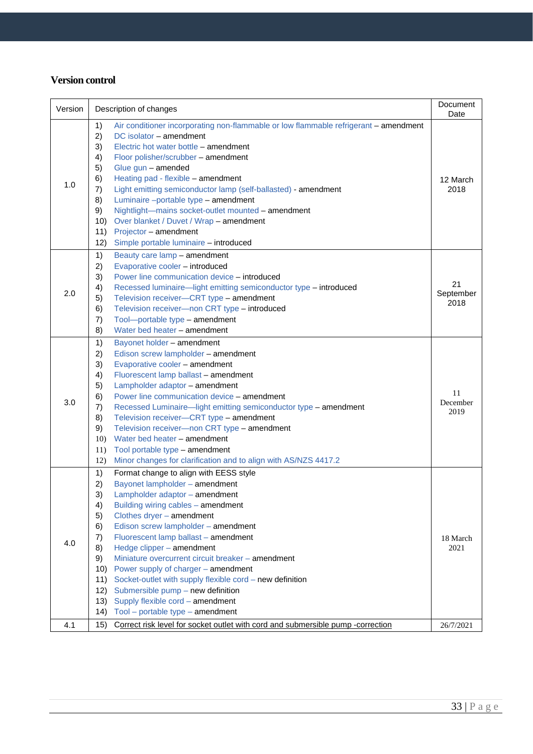## Version control

| Version | Description of changes | Document Date |
|---|---|---|
| 1.0 | 1) Air conditioner incorporating non-flammable or low flammable refrigerant – amendment<br>2) DC isolator – amendment<br>3) Electric hot water bottle – amendment<br>4) Floor polisher/scrubber – amendment<br>5) Glue gun – amended<br>6) Heating pad - flexible – amendment<br>7) Light emitting semiconductor lamp (self-ballasted) - amendment<br>8) Luminaire –portable type – amendment<br>9) Nightlight—mains socket-outlet mounted – amendment<br>10) Over blanket / Duvet / Wrap – amendment<br>11) Projector – amendment<br>12) Simple portable luminaire – introduced | 12 March 2018 |
| 2.0 | 1) Beauty care lamp – amendment<br>2) Evaporative cooler – introduced<br>3) Power line communication device – introduced<br>4) Recessed luminaire—light emitting semiconductor type – introduced<br>5) Television receiver—CRT type – amendment<br>6) Television receiver—non CRT type – introduced<br>7) Tool—portable type – amendment<br>8) Water bed heater – amendment | 21 September 2018 |
| 3.0 | 1) Bayonet holder – amendment<br>2) Edison screw lampholder – amendment<br>3) Evaporative cooler – amendment<br>4) Fluorescent lamp ballast – amendment<br>5) Lampholder adaptor – amendment<br>6) Power line communication device – amendment<br>7) Recessed Luminaire—light emitting semiconductor type – amendment<br>8) Television receiver—CRT type – amendment<br>9) Television receiver—non CRT type – amendment<br>10) Water bed heater – amendment<br>11) Tool portable type – amendment<br>12) Minor changes for clarification and to align with AS/NZS 4417.2 | 11 December 2019 |
| 4.0 | 1) Format change to align with EESS style<br>2) Bayonet lampholder – amendment<br>3) Lampholder adaptor – amendment<br>4) Building wiring cables – amendment<br>5) Clothes dryer – amendment<br>6) Edison screw lampholder – amendment<br>7) Fluorescent lamp ballast – amendment<br>8) Hedge clipper – amendment<br>9) Miniature overcurrent circuit breaker – amendment<br>10) Power supply of charger – amendment<br>11) Socket-outlet with supply flexible cord – new definition<br>12) Submersible pump – new definition<br>13) Supply flexible cord – amendment<br>14) Tool – portable type – amendment | 18 March 2021 |
| 4.1 | 15) Correct risk level for socket outlet with cord and submersible pump -correction | 26/7/2021 |